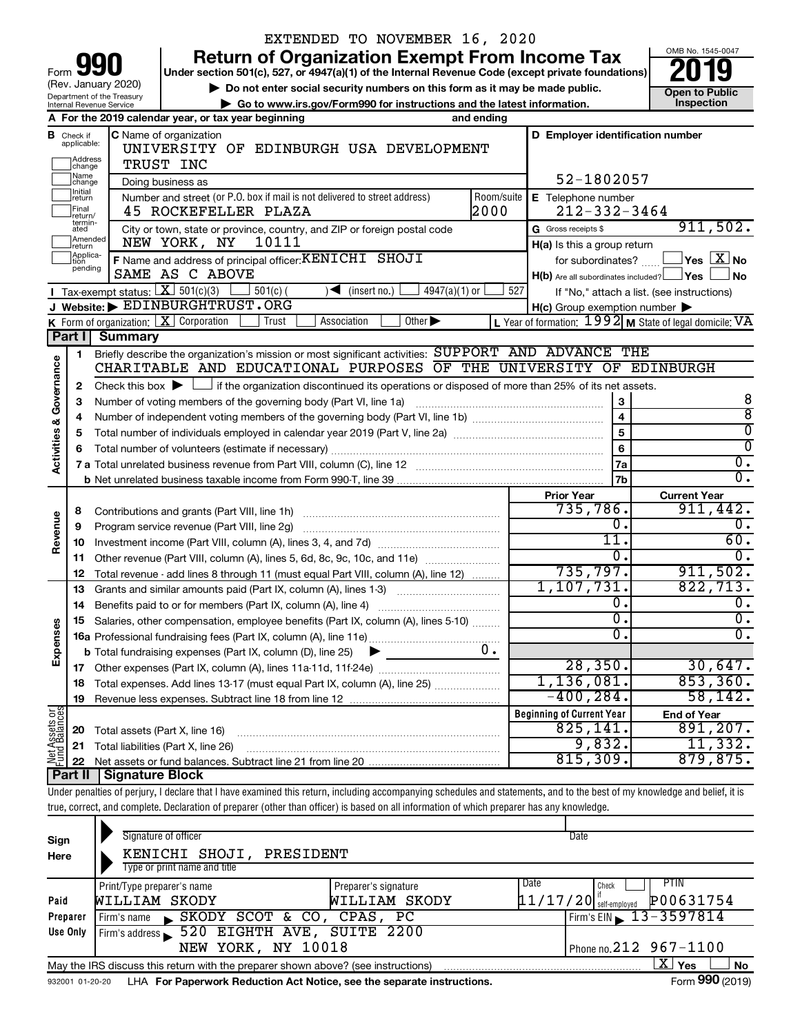EXTENDED TO NOVEMBER 16, 2020

# Form 990 — Return of Organization Exempt From Income Tax (2019)

Form **990** (Rev. January 2020)
Department of the Treasury
Internal Revenue Service

**Return of Organization Exempt From Income Tax**

Under section 501(c), 527, or 4947(a)(1) of the Internal Revenue Code (except private foundations)

▶ Do not enter social security numbers on this form as it may be made public.

▶ Go to www.irs.gov/Form990 for instructions and the latest information.

OMB No. 1545-0047

**2019**

**Open to Public Inspection**

**A** For the 2019 calendar year, or tax year beginning and ending

**B** Check if applicable: Address change, Name change, Initial return, Final return/terminated, Amended return, Application pending

**C** Name of organization: UNIVERSITY OF EDINBURGH USA DEVELOPMENT TRUST INC

Doing business as

Number and street (or P.O. box if mail is not delivered to street address): 45 ROCKEFELLER PLAZA — Room/suite: 2000

City or town, state or province, country, and ZIP or foreign postal code: NEW YORK, NY 10111

**D** Employer identification number: 52-1802057

**E** Telephone number: 212-332-3464

**G** Gross receipts $ 911,502.

**F** Name and address of principal officer: KENICHI SHOJI, SAME AS C ABOVE

**H(a)** Is this a group return for subordinates? ☐ Yes ☒ No

**H(b)** Are all subordinates included? ☐ Yes ☐ No — If "No," attach a list. (see instructions)

**H(c)** Group exemption number ▶

**I** Tax-exempt status: ☒ 501(c)(3) ☐ 501(c) ( ) ◀ (insert no.) ☐ 4947(a)(1) or ☐ 527

**J** Website: ▶ EDINBURGHTRUST.ORG

**K** Form of organization: ☒ Corporation ☐ Trust ☐ Association ☐ Other ▶

**L** Year of formation: 1992 **M** State of legal domicile: VA

## Part I Summary

**Activities & Governance**

1. Briefly describe the organization's mission or most significant activities: SUPPORT AND ADVANCE THE CHARITABLE AND EDUCATIONAL PURPOSES OF THE UNIVERSITY OF EDINBURGH
2. Check this box ▶ ☐ if the organization discontinued its operations or disposed of more than 25% of its net assets.

| Line | Description | | Value |
|---|---|---|---|
| 3 | Number of voting members of the governing body (Part VI, line 1a) | 3 | 8 |
| 4 | Number of independent voting members of the governing body (Part VI, line 1b) | 4 | 8 |
| 5 | Total number of individuals employed in calendar year 2019 (Part V, line 2a) | 5 | 0 |
| 6 | Total number of volunteers (estimate if necessary) | 6 | 0 |
| 7a | Total unrelated business revenue from Part VIII, column (C), line 12 | 7a | 0. |
| 7b | Net unrelated business taxable income from Form 990-T, line 39 | 7b | 0. |

| Line | Description | Prior Year | Current Year |
|---|---|---|---|
| **Revenue** | | | |
| 8 | Contributions and grants (Part VIII, line 1h) | 735,786. | 911,442. |
| 9 | Program service revenue (Part VIII, line 2g) | 0. | 0. |
| 10 | Investment income (Part VIII, column (A), lines 3, 4, and 7d) | 11. | 60. |
| 11 | Other revenue (Part VIII, column (A), lines 5, 6d, 8c, 9c, 10c, and 11e) | 0. | 0. |
| 12 | Total revenue - add lines 8 through 11 (must equal Part VIII, column (A), line 12) | 735,797. | 911,502. |
| **Expenses** | | | |
| 13 | Grants and similar amounts paid (Part IX, column (A), lines 1-3) | 1,107,731. | 822,713. |
| 14 | Benefits paid to or for members (Part IX, column (A), line 4) | 0. | 0. |
| 15 | Salaries, other compensation, employee benefits (Part IX, column (A), lines 5-10) | 0. | 0. |
| 16a | Professional fundraising fees (Part IX, column (A), line 11e) | 0. | 0. |
| b | Total fundraising expenses (Part IX, column (D), line 25) ▶ 0. | | |
| 17 | Other expenses (Part IX, column (A), lines 11a-11d, 11f-24e) | 28,350. | 30,647. |
| 18 | Total expenses. Add lines 13-17 (must equal Part IX, column (A), line 25) | 1,136,081. | 853,360. |
| 19 | Revenue less expenses. Subtract line 18 from line 12 | -400,284. | 58,142. |

| Line | Net Assets or Fund Balances | Beginning of Current Year | End of Year |
|---|---|---|---|
| 20 | Total assets (Part X, line 16) | 825,141. | 891,207. |
| 21 | Total liabilities (Part X, line 26) | 9,832. | 11,332. |
| 22 | Net assets or fund balances. Subtract line 21 from line 20 | 815,309. | 879,875. |

## Part II Signature Block

Under penalties of perjury, I declare that I have examined this return, including accompanying schedules and statements, and to the best of my knowledge and belief, it is true, correct, and complete. Declaration of preparer (other than officer) is based on all information of which preparer has any knowledge.

**Sign Here**

Signature of officer — Date

KENICHI SHOJI, PRESIDENT
Type or print name and title

**Paid Preparer Use Only**

| Print/Type preparer's name | Preparer's signature | Date | Check if self-employed | PTIN |
|---|---|---|---|---|
| WILLIAM SKODY | WILLIAM SKODY | 11/17/20 | ☐ | P00631754 |

Firm's name ▶ SKODY SCOT & CO, CPAS, PC — Firm's EIN ▶ 13-3597814

Firm's address ▶ 520 EIGHTH AVE, SUITE 2200, NEW YORK, NY 10018 — Phone no. 212 967-1100

May the IRS discuss this return with the preparer shown above? (see instructions) ☒ Yes ☐ No

932001 01-20-20 LHA For Paperwork Reduction Act Notice, see the separate instructions. Form **990** (2019)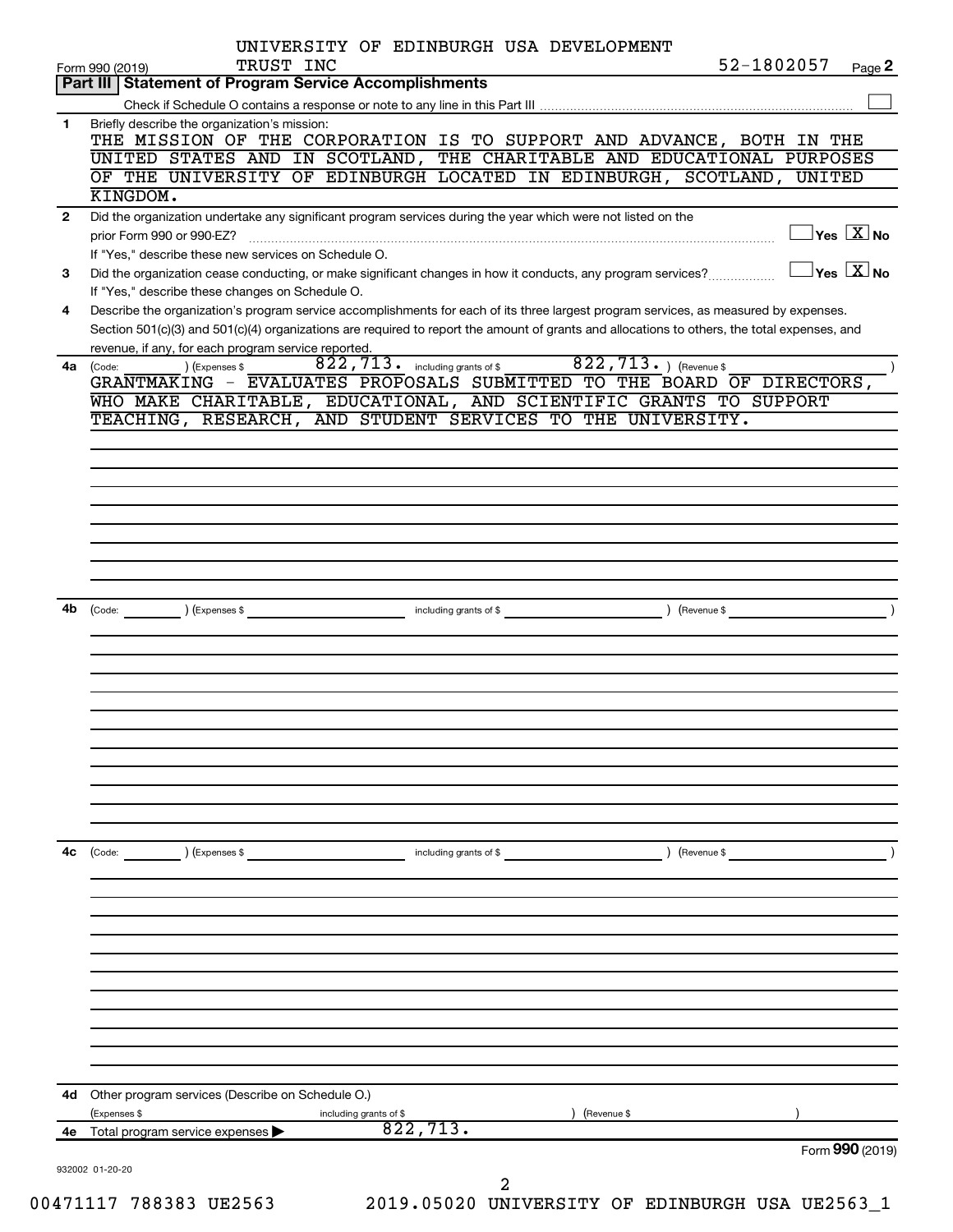UNIVERSITY OF EDINBURGH USA DEVELOPMENT TRUST INC 52-1802057

Form 990 (2019)

## Part III Statement of Program Service Accomplishments

Check if Schedule O contains a response or note to any line in this Part III ☐

**1** Briefly describe the organization's mission:

THE MISSION OF THE CORPORATION IS TO SUPPORT AND ADVANCE, BOTH IN THE UNITED STATES AND IN SCOTLAND, THE CHARITABLE AND EDUCATIONAL PURPOSES OF THE UNIVERSITY OF EDINBURGH LOCATED IN EDINBURGH, SCOTLAND, UNITED KINGDOM.

**2** Did the organization undertake any significant program services during the year which were not listed on the prior Form 990 or 990-EZ? ☐ Yes ☒ No

If "Yes," describe these new services on Schedule O.

**3** Did the organization cease conducting, or make significant changes in how it conducts, any program services? ☐ Yes ☒ No

If "Yes," describe these changes on Schedule O.

**4** Describe the organization's program service accomplishments for each of its three largest program services, as measured by expenses. Section 501(c)(3) and 501(c)(4) organizations are required to report the amount of grants and allocations to others, the total expenses, and revenue, if any, for each program service reported.

**4a** (Code: ) (Expenses $ 822,713. including grants of $ 822,713. ) (Revenue $ )

GRANTMAKING - EVALUATES PROPOSALS SUBMITTED TO THE BOARD OF DIRECTORS, WHO MAKE CHARITABLE, EDUCATIONAL, AND SCIENTIFIC GRANTS TO SUPPORT TEACHING, RESEARCH, AND STUDENT SERVICES TO THE UNIVERSITY.

**4b** (Code: ) (Expenses $ including grants of $ ) (Revenue $ )

**4c** (Code: ) (Expenses $ including grants of $ ) (Revenue $ )

**4d** Other program services (Describe on Schedule O.)

(Expenses $ including grants of $ ) (Revenue $ )

**4e** Total program service expenses ▶ 822,713.

Form **990** (2019)

932002 01-20-20

00471117 788383 UE2563 2019.05020 UNIVERSITY OF EDINBURGH USA UE2563_1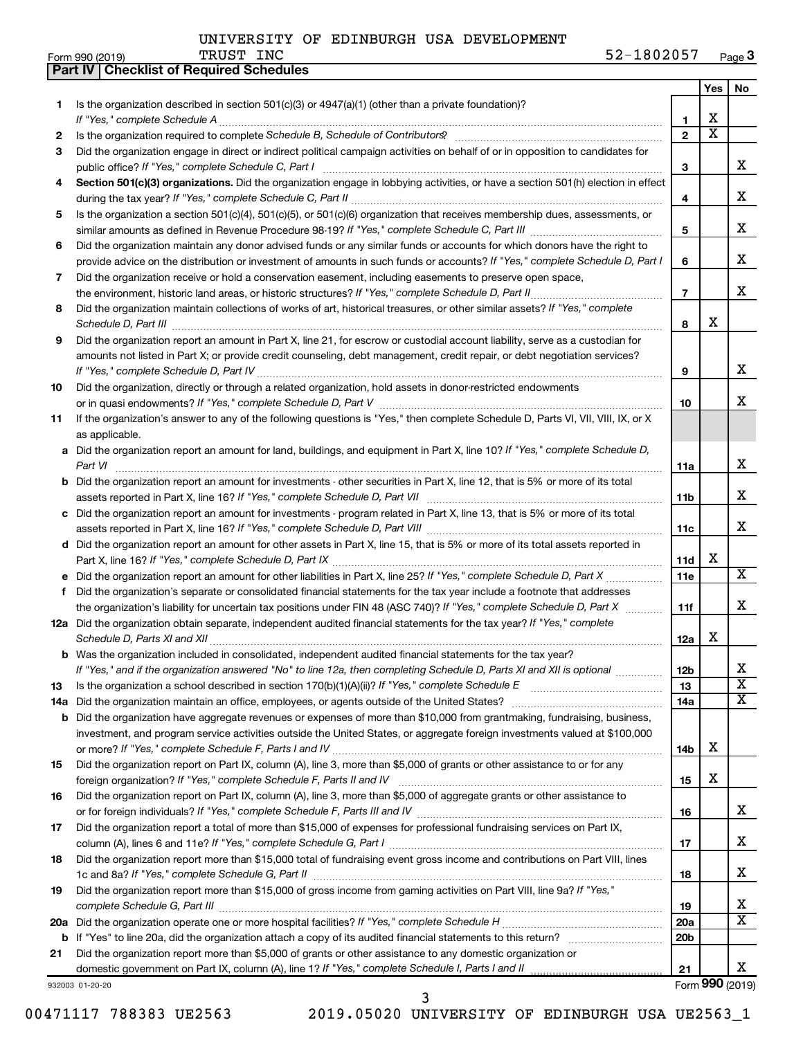UNIVERSITY OF EDINBURGH USA DEVELOPMENT TRUST INC 52-1802057

Form 990 (2019) Page **3**

## Part IV Checklist of Required Schedules

| | | | Yes | No |
|---|---|---|---|---|
| **1** | Is the organization described in section 501(c)(3) or 4947(a)(1) (other than a private foundation)? *If "Yes," complete Schedule A* | **1** | X | |
| **2** | Is the organization required to complete *Schedule B, Schedule of Contributors*? | **2** | X | |
| **3** | Did the organization engage in direct or indirect political campaign activities on behalf of or in opposition to candidates for public office? *If "Yes," complete Schedule C, Part I* | **3** | | X |
| **4** | **Section 501(c)(3) organizations.** Did the organization engage in lobbying activities, or have a section 501(h) election in effect during the tax year? *If "Yes," complete Schedule C, Part II* | **4** | | X |
| **5** | Is the organization a section 501(c)(4), 501(c)(5), or 501(c)(6) organization that receives membership dues, assessments, or similar amounts as defined in Revenue Procedure 98-19? *If "Yes," complete Schedule C, Part III* | **5** | | X |
| **6** | Did the organization maintain any donor advised funds or any similar funds or accounts for which donors have the right to provide advice on the distribution or investment of amounts in such funds or accounts? *If "Yes," complete Schedule D, Part I* | **6** | | X |
| **7** | Did the organization receive or hold a conservation easement, including easements to preserve open space, the environment, historic land areas, or historic structures? *If "Yes," complete Schedule D, Part II* | **7** | | X |
| **8** | Did the organization maintain collections of works of art, historical treasures, or other similar assets? *If "Yes," complete Schedule D, Part III* | **8** | X | |
| **9** | Did the organization report an amount in Part X, line 21, for escrow or custodial account liability, serve as a custodian for amounts not listed in Part X; or provide credit counseling, debt management, credit repair, or debt negotiation services? *If "Yes," complete Schedule D, Part IV* | **9** | | X |
| **10** | Did the organization, directly or through a related organization, hold assets in donor-restricted endowments or in quasi endowments? *If "Yes," complete Schedule D, Part V* | **10** | | X |
| **11** | If the organization's answer to any of the following questions is "Yes," then complete Schedule D, Parts VI, VII, VIII, IX, or X as applicable. | | | |
| **a** | Did the organization report an amount for land, buildings, and equipment in Part X, line 10? *If "Yes," complete Schedule D, Part VI* | **11a** | | X |
| **b** | Did the organization report an amount for investments - other securities in Part X, line 12, that is 5% or more of its total assets reported in Part X, line 16? *If "Yes," complete Schedule D, Part VII* | **11b** | | X |
| **c** | Did the organization report an amount for investments - program related in Part X, line 13, that is 5% or more of its total assets reported in Part X, line 16? *If "Yes," complete Schedule D, Part VIII* | **11c** | | X |
| **d** | Did the organization report an amount for other assets in Part X, line 15, that is 5% or more of its total assets reported in Part X, line 16? *If "Yes," complete Schedule D, Part IX* | **11d** | X | |
| **e** | Did the organization report an amount for other liabilities in Part X, line 25? *If "Yes," complete Schedule D, Part X* | **11e** | | X |
| **f** | Did the organization's separate or consolidated financial statements for the tax year include a footnote that addresses the organization's liability for uncertain tax positions under FIN 48 (ASC 740)? *If "Yes," complete Schedule D, Part X* | **11f** | | X |
| **12a** | Did the organization obtain separate, independent audited financial statements for the tax year? *If "Yes," complete Schedule D, Parts XI and XII* | **12a** | X | |
| **b** | Was the organization included in consolidated, independent audited financial statements for the tax year? *If "Yes," and if the organization answered "No" to line 12a, then completing Schedule D, Parts XI and XII is optional* | **12b** | | X |
| **13** | Is the organization a school described in section 170(b)(1)(A)(ii)? *If "Yes," complete Schedule E* | **13** | | X |
| **14a** | Did the organization maintain an office, employees, or agents outside of the United States? | **14a** | | X |
| **b** | Did the organization have aggregate revenues or expenses of more than $10,000 from grantmaking, fundraising, business, investment, and program service activities outside the United States, or aggregate foreign investments valued at $100,000 or more? *If "Yes," complete Schedule F, Parts I and IV* | **14b** | X | |
| **15** | Did the organization report on Part IX, column (A), line 3, more than $5,000 of grants or other assistance to or for any foreign organization? *If "Yes," complete Schedule F, Parts II and IV* | **15** | X | |
| **16** | Did the organization report on Part IX, column (A), line 3, more than $5,000 of aggregate grants or other assistance to or for foreign individuals? *If "Yes," complete Schedule F, Parts III and IV* | **16** | | X |
| **17** | Did the organization report a total of more than $15,000 of expenses for professional fundraising services on Part IX, column (A), lines 6 and 11e? *If "Yes," complete Schedule G, Part I* | **17** | | X |
| **18** | Did the organization report more than $15,000 total of fundraising event gross income and contributions on Part VIII, lines 1c and 8a? *If "Yes," complete Schedule G, Part II* | **18** | | X |
| **19** | Did the organization report more than $15,000 of gross income from gaming activities on Part VIII, line 9a? *If "Yes," complete Schedule G, Part III* | **19** | | X |
| **20a** | Did the organization operate one or more hospital facilities? *If "Yes," complete Schedule H* | **20a** | | X |
| **b** | If "Yes" to line 20a, did the organization attach a copy of its audited financial statements to this return? | **20b** | | |
| **21** | Did the organization report more than $5,000 of grants or other assistance to any domestic organization or domestic government on Part IX, column (A), line 1? *If "Yes," complete Schedule I, Parts I and II* | **21** | | X |

932003 01-20-20

Form **990** (2019)

00471117 788383 UE2563 2019.05020 UNIVERSITY OF EDINBURGH USA UE2563_1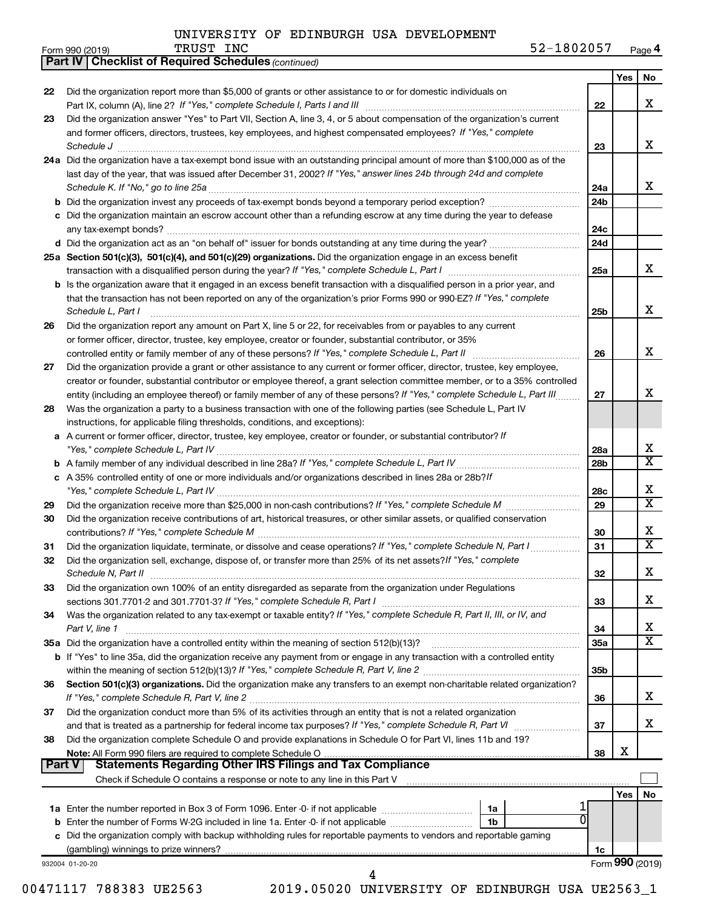UNIVERSITY OF EDINBURGH USA DEVELOPMENT TRUST INC — 52-1802057

Form 990 (2019)

## Part IV | Checklist of Required Schedules *(continued)*

| | | | Yes | No |
|---|---|---|---|---|
| 22 | Did the organization report more than $5,000 of grants or other assistance to or for domestic individuals on Part IX, column (A), line 2? *If "Yes," complete Schedule I, Parts I and III* | 22 | | X |
| 23 | Did the organization answer "Yes" to Part VII, Section A, line 3, 4, or 5 about compensation of the organization's current and former officers, directors, trustees, key employees, and highest compensated employees? *If "Yes," complete Schedule J* | 23 | | X |
| 24a | Did the organization have a tax-exempt bond issue with an outstanding principal amount of more than $100,000 as of the last day of the year, that was issued after December 31, 2002? *If "Yes," answer lines 24b through 24d and complete Schedule K. If "No," go to line 25a* | 24a | | X |
| b | Did the organization invest any proceeds of tax-exempt bonds beyond a temporary period exception? | 24b | | |
| c | Did the organization maintain an escrow account other than a refunding escrow at any time during the year to defease any tax-exempt bonds? | 24c | | |
| d | Did the organization act as an "on behalf of" issuer for bonds outstanding at any time during the year? | 24d | | |
| 25a | **Section 501(c)(3), 501(c)(4), and 501(c)(29) organizations.** Did the organization engage in an excess benefit transaction with a disqualified person during the year? *If "Yes," complete Schedule L, Part I* | 25a | | X |
| b | Is the organization aware that it engaged in an excess benefit transaction with a disqualified person in a prior year, and that the transaction has not been reported on any of the organization's prior Forms 990 or 990-EZ? *If "Yes," complete Schedule L, Part I* | 25b | | X |
| 26 | Did the organization report any amount on Part X, line 5 or 22, for receivables from or payables to any current or former officer, director, trustee, key employee, creator or founder, substantial contributor, or 35% controlled entity or family member of any of these persons? *If "Yes," complete Schedule L, Part II* | 26 | | X |
| 27 | Did the organization provide a grant or other assistance to any current or former officer, director, trustee, key employee, creator or founder, substantial contributor or employee thereof, a grant selection committee member, or to a 35% controlled entity (including an employee thereof) or family member of any of these persons? *If "Yes," complete Schedule L, Part III* | 27 | | X |
| 28 | Was the organization a party to a business transaction with one of the following parties (see Schedule L, Part IV instructions, for applicable filing thresholds, conditions, and exceptions): | | | |
| a | A current or former officer, director, trustee, key employee, creator or founder, or substantial contributor? *If "Yes," complete Schedule L, Part IV* | 28a | | X |
| b | A family member of any individual described in line 28a? *If "Yes," complete Schedule L, Part IV* | 28b | | X |
| c | A 35% controlled entity of one or more individuals and/or organizations described in lines 28a or 28b? *If "Yes," complete Schedule L, Part IV* | 28c | | X |
| 29 | Did the organization receive more than $25,000 in non-cash contributions? *If "Yes," complete Schedule M* | 29 | | X |
| 30 | Did the organization receive contributions of art, historical treasures, or other similar assets, or qualified conservation contributions? *If "Yes," complete Schedule M* | 30 | | X |
| 31 | Did the organization liquidate, terminate, or dissolve and cease operations? *If "Yes," complete Schedule N, Part I* | 31 | | X |
| 32 | Did the organization sell, exchange, dispose of, or transfer more than 25% of its net assets? *If "Yes," complete Schedule N, Part II* | 32 | | X |
| 33 | Did the organization own 100% of an entity disregarded as separate from the organization under Regulations sections 301.7701-2 and 301.7701-3? *If "Yes," complete Schedule R, Part I* | 33 | | X |
| 34 | Was the organization related to any tax-exempt or taxable entity? *If "Yes," complete Schedule R, Part II, III, or IV, and Part V, line 1* | 34 | | X |
| 35a | Did the organization have a controlled entity within the meaning of section 512(b)(13)? | 35a | | X |
| b | If "Yes" to line 35a, did the organization receive any payment from or engage in any transaction with a controlled entity within the meaning of section 512(b)(13)? *If "Yes," complete Schedule R, Part V, line 2* | 35b | | |
| 36 | **Section 501(c)(3) organizations.** Did the organization make any transfers to an exempt non-charitable related organization? *If "Yes," complete Schedule R, Part V, line 2* | 36 | | X |
| 37 | Did the organization conduct more than 5% of its activities through an entity that is not a related organization and that is treated as a partnership for federal income tax purposes? *If "Yes," complete Schedule R, Part VI* | 37 | | X |
| 38 | Did the organization complete Schedule O and provide explanations in Schedule O for Part VI, lines 11b and 19? **Note:** All Form 990 filers are required to complete Schedule O | 38 | X | |

## Part V | Statements Regarding Other IRS Filings and Tax Compliance

Check if Schedule O contains a response or note to any line in this Part V ☐

| | | | | Yes | No |
|---|---|---|---|---|---|
| 1a | Enter the number reported in Box 3 of Form 1096. Enter -0- if not applicable | 1a | 1 | | |
| b | Enter the number of Forms W-2G included in line 1a. Enter -0- if not applicable | 1b | 0 | | |
| c | Did the organization comply with backup withholding rules for reportable payments to vendors and reportable gaming (gambling) winnings to prize winners? | 1c | | | |

932004 01-20-20 — Form **990** (2019)

00471117 788383 UE2563 — 2019.05020 UNIVERSITY OF EDINBURGH USA UE2563_1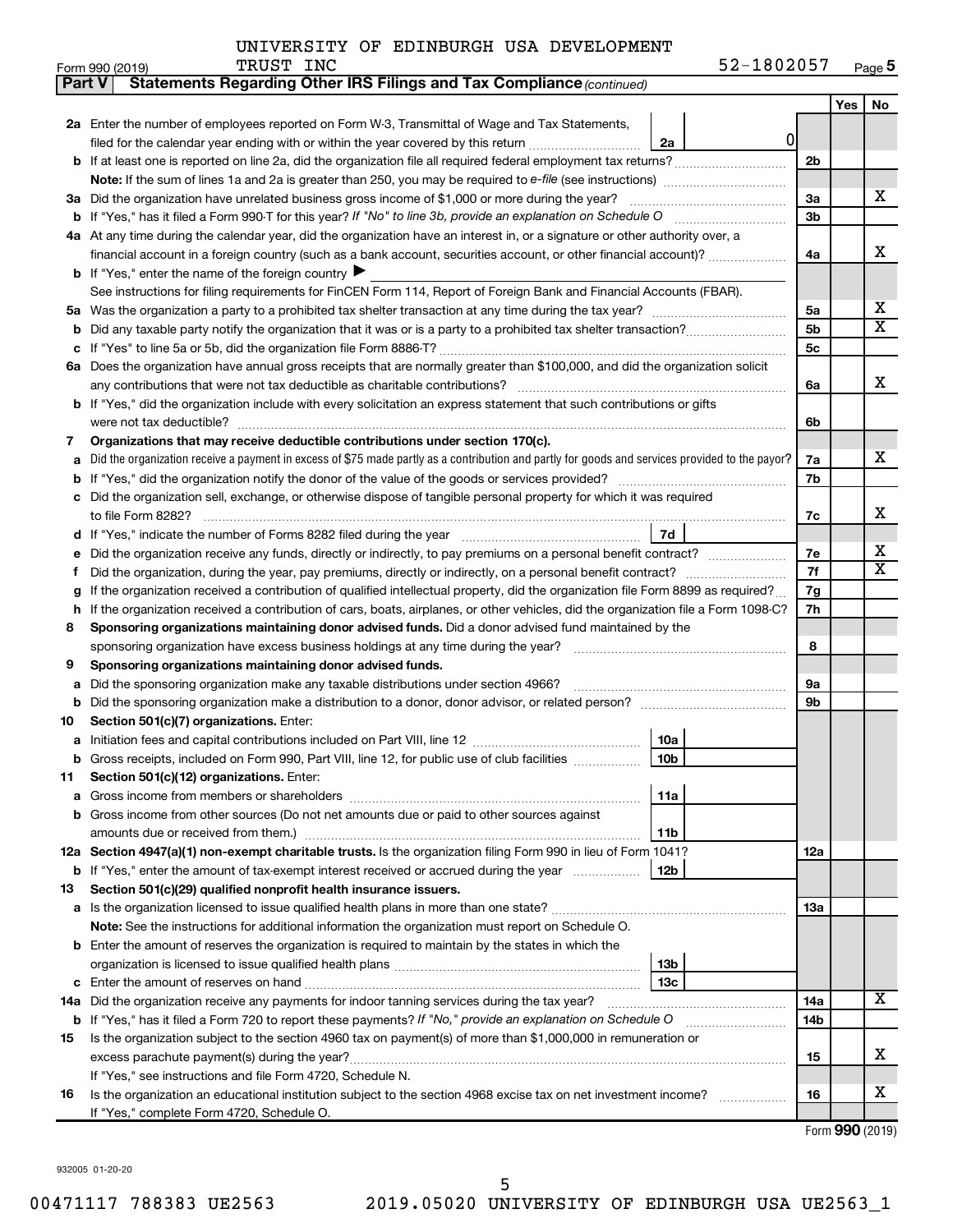UNIVERSITY OF EDINBURGH USA DEVELOPMENT TRUST INC 52-1802057

Form 990 (2019) Page 5

**Part V Statements Regarding Other IRS Filings and Tax Compliance** *(continued)*

| | | | | Yes | No |
|---|---|---|---|---|---|
| **2a** | Enter the number of employees reported on Form W-3, Transmittal of Wage and Tax Statements, filed for the calendar year ending with or within the year covered by this return | 2a 0 | | | |
| **b** | If at least one is reported on line 2a, did the organization file all required federal employment tax returns? | | 2b | | |
| | **Note:** If the sum of lines 1a and 2a is greater than 250, you may be required to *e-file* (see instructions) | | | | |
| **3a** | Did the organization have unrelated business gross income of $1,000 or more during the year? | | 3a | | X |
| **b** | If "Yes," has it filed a Form 990-T for this year? *If "No" to line 3b, provide an explanation on Schedule O* | | 3b | | |
| **4a** | At any time during the calendar year, did the organization have an interest in, or a signature or other authority over, a financial account in a foreign country (such as a bank account, securities account, or other financial account)? | | 4a | | X |
| **b** | If "Yes," enter the name of the foreign country ▶ | | | | |
| | See instructions for filing requirements for FinCEN Form 114, Report of Foreign Bank and Financial Accounts (FBAR). | | | | |
| **5a** | Was the organization a party to a prohibited tax shelter transaction at any time during the tax year? | | 5a | | X |
| **b** | Did any taxable party notify the organization that it was or is a party to a prohibited tax shelter transaction? | | 5b | | X |
| **c** | If "Yes" to line 5a or 5b, did the organization file Form 8886-T? | | 5c | | |
| **6a** | Does the organization have annual gross receipts that are normally greater than $100,000, and did the organization solicit any contributions that were not tax deductible as charitable contributions? | | 6a | | X |
| **b** | If "Yes," did the organization include with every solicitation an express statement that such contributions or gifts were not tax deductible? | | 6b | | |
| **7** | **Organizations that may receive deductible contributions under section 170(c).** | | | | |
| **a** | Did the organization receive a payment in excess of $75 made partly as a contribution and partly for goods and services provided to the payor? | | 7a | | X |
| **b** | If "Yes," did the organization notify the donor of the value of the goods or services provided? | | 7b | | |
| **c** | Did the organization sell, exchange, or otherwise dispose of tangible personal property for which it was required to file Form 8282? | | 7c | | X |
| **d** | If "Yes," indicate the number of Forms 8282 filed during the year | 7d | | | |
| **e** | Did the organization receive any funds, directly or indirectly, to pay premiums on a personal benefit contract? | | 7e | | X |
| **f** | Did the organization, during the year, pay premiums, directly or indirectly, on a personal benefit contract? | | 7f | | X |
| **g** | If the organization received a contribution of qualified intellectual property, did the organization file Form 8899 as required? | | 7g | | |
| **h** | If the organization received a contribution of cars, boats, airplanes, or other vehicles, did the organization file a Form 1098-C? | | 7h | | |
| **8** | **Sponsoring organizations maintaining donor advised funds.** Did a donor advised fund maintained by the sponsoring organization have excess business holdings at any time during the year? | | 8 | | |
| **9** | **Sponsoring organizations maintaining donor advised funds.** | | | | |
| **a** | Did the sponsoring organization make any taxable distributions under section 4966? | | 9a | | |
| **b** | Did the sponsoring organization make a distribution to a donor, donor advisor, or related person? | | 9b | | |
| **10** | **Section 501(c)(7) organizations.** Enter: | | | | |
| **a** | Initiation fees and capital contributions included on Part VIII, line 12 | 10a | | | |
| **b** | Gross receipts, included on Form 990, Part VIII, line 12, for public use of club facilities | 10b | | | |
| **11** | **Section 501(c)(12) organizations.** Enter: | | | | |
| **a** | Gross income from members or shareholders | 11a | | | |
| **b** | Gross income from other sources (Do not net amounts due or paid to other sources against amounts due or received from them.) | 11b | | | |
| **12a** | **Section 4947(a)(1) non-exempt charitable trusts.** Is the organization filing Form 990 in lieu of Form 1041? | | 12a | | |
| **b** | If "Yes," enter the amount of tax-exempt interest received or accrued during the year | 12b | | | |
| **13** | **Section 501(c)(29) qualified nonprofit health insurance issuers.** | | | | |
| **a** | Is the organization licensed to issue qualified health plans in more than one state? | | 13a | | |
| | **Note:** See the instructions for additional information the organization must report on Schedule O. | | | | |
| **b** | Enter the amount of reserves the organization is required to maintain by the states in which the organization is licensed to issue qualified health plans | 13b | | | |
| **c** | Enter the amount of reserves on hand | 13c | | | |
| **14a** | Did the organization receive any payments for indoor tanning services during the tax year? | | 14a | | X |
| **b** | If "Yes," has it filed a Form 720 to report these payments? *If "No," provide an explanation on Schedule O* | | 14b | | |
| **15** | Is the organization subject to the section 4960 tax on payment(s) of more than $1,000,000 in remuneration or excess parachute payment(s) during the year? | | 15 | | X |
| | If "Yes," see instructions and file Form 4720, Schedule N. | | | | |
| **16** | Is the organization an educational institution subject to the section 4968 excise tax on net investment income? | | 16 | | X |
| | If "Yes," complete Form 4720, Schedule O. | | | | |

Form **990** (2019)

932005 01-20-20

00471117 788383 UE2563 2019.05020 UNIVERSITY OF EDINBURGH USA UE2563_1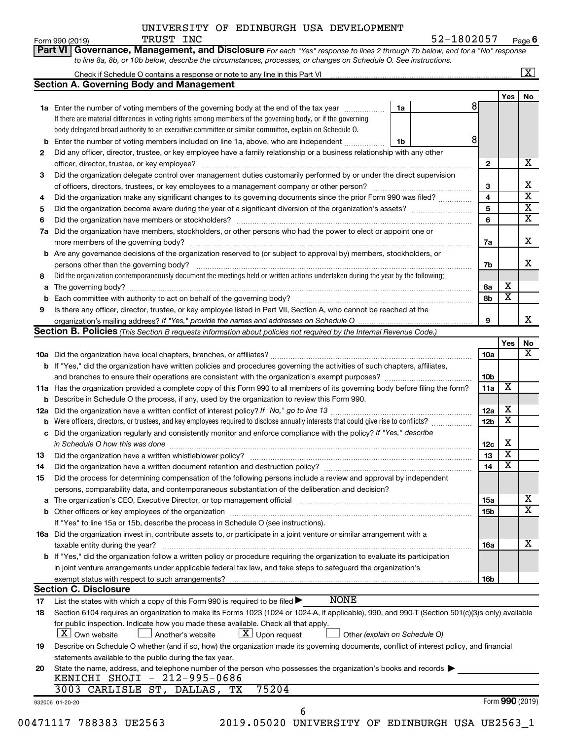UNIVERSITY OF EDINBURGH USA DEVELOPMENT TRUST INC

52-1802057

## Part VI Governance, Management, and Disclosure

*For each "Yes" response to lines 2 through 7b below, and for a "No" response to line 8a, 8b, or 10b below, describe the circumstances, processes, or changes on Schedule O. See instructions.*

Check if Schedule O contains a response or note to any line in this Part VI [X]

### Section A. Governing Body and Management

| | | | | Yes | No |
|---|---|---|---|---|---|
| 1a | Enter the number of voting members of the governing body at the end of the tax year. If there are material differences in voting rights among members of the governing body, or if the governing body delegated broad authority to an executive committee or similar committee, explain on Schedule O. | 1a | 8 | | |
| b | Enter the number of voting members included on line 1a, above, who are independent | 1b | 8 | | |
| 2 | Did any officer, director, trustee, or key employee have a family relationship or a business relationship with any other officer, director, trustee, or key employee? | 2 | | | X |
| 3 | Did the organization delegate control over management duties customarily performed by or under the direct supervision of officers, directors, trustees, or key employees to a management company or other person? | 3 | | | X |
| 4 | Did the organization make any significant changes to its governing documents since the prior Form 990 was filed? | 4 | | | X |
| 5 | Did the organization become aware during the year of a significant diversion of the organization's assets? | 5 | | | X |
| 6 | Did the organization have members or stockholders? | 6 | | | X |
| 7a | Did the organization have members, stockholders, or other persons who had the power to elect or appoint one or more members of the governing body? | 7a | | | X |
| b | Are any governance decisions of the organization reserved to (or subject to approval by) members, stockholders, or persons other than the governing body? | 7b | | | X |
| 8 | Did the organization contemporaneously document the meetings held or written actions undertaken during the year by the following: | | | | |
| a | The governing body? | 8a | | X | |
| b | Each committee with authority to act on behalf of the governing body? | 8b | | X | |
| 9 | Is there any officer, director, trustee, or key employee listed in Part VII, Section A, who cannot be reached at the organization's mailing address? *If "Yes," provide the names and addresses on Schedule O* | 9 | | | X |

### Section B. Policies *(This Section B requests information about policies not required by the Internal Revenue Code.)*

| | | | Yes | No |
|---|---|---|---|---|
| 10a | Did the organization have local chapters, branches, or affiliates? | 10a | | X |
| b | If "Yes," did the organization have written policies and procedures governing the activities of such chapters, affiliates, and branches to ensure their operations are consistent with the organization's exempt purposes? | 10b | | |
| 11a | Has the organization provided a complete copy of this Form 990 to all members of its governing body before filing the form? | 11a | X | |
| b | Describe in Schedule O the process, if any, used by the organization to review this Form 990. | | | |
| 12a | Did the organization have a written conflict of interest policy? *If "No," go to line 13* | 12a | X | |
| b | Were officers, directors, or trustees, and key employees required to disclose annually interests that could give rise to conflicts? | 12b | X | |
| c | Did the organization regularly and consistently monitor and enforce compliance with the policy? *If "Yes," describe in Schedule O how this was done* | 12c | X | |
| 13 | Did the organization have a written whistleblower policy? | 13 | X | |
| 14 | Did the organization have a written document retention and destruction policy? | 14 | X | |
| 15 | Did the process for determining compensation of the following persons include a review and approval by independent persons, comparability data, and contemporaneous substantiation of the deliberation and decision? | | | |
| a | The organization's CEO, Executive Director, or top management official | 15a | | X |
| b | Other officers or key employees of the organization | 15b | | X |
| | If "Yes" to line 15a or 15b, describe the process in Schedule O (see instructions). | | | |
| 16a | Did the organization invest in, contribute assets to, or participate in a joint venture or similar arrangement with a taxable entity during the year? | 16a | | X |
| b | If "Yes," did the organization follow a written policy or procedure requiring the organization to evaluate its participation in joint venture arrangements under applicable federal tax law, and take steps to safeguard the organization's exempt status with respect to such arrangements? | 16b | | |

### Section C. Disclosure

17 List the states with which a copy of this Form 990 is required to be filed ▶ NONE

18 Section 6104 requires an organization to make its Forms 1023 (1024 or 1024-A, if applicable), 990, and 990-T (Section 501(c)(3)s only) available for public inspection. Indicate how you made these available. Check all that apply.

[X] Own website [ ] Another's website [X] Upon request [ ] Other *(explain on Schedule O)*

19 Describe on Schedule O whether (and if so, how) the organization made its governing documents, conflict of interest policy, and financial statements available to the public during the tax year.

20 State the name, address, and telephone number of the person who possesses the organization's books and records ▶

KENICHI SHOJI - 212-995-0686
3003 CARLISLE ST, DALLAS, TX 75204

932006 01-20-20 Form **990** (2019)

00471117 788383 UE2563 2019.05020 UNIVERSITY OF EDINBURGH USA UE2563_1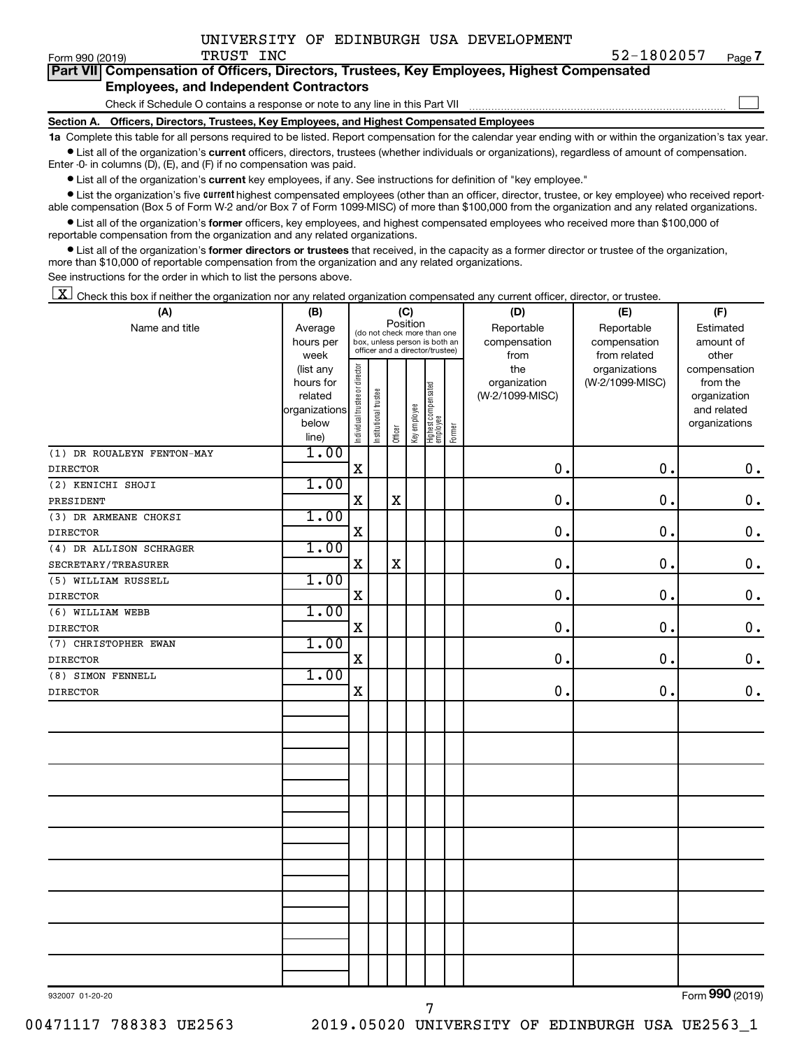UNIVERSITY OF EDINBURGH USA DEVELOPMENT TRUST INC 52-1802057

Form 990 (2019)

## Part VII Compensation of Officers, Directors, Trustees, Key Employees, Highest Compensated Employees, and Independent Contractors

Check if Schedule O contains a response or note to any line in this Part VII ☐

**Section A. Officers, Directors, Trustees, Key Employees, and Highest Compensated Employees**

**1a** Complete this table for all persons required to be listed. Report compensation for the calendar year ending with or within the organization's tax year.

- List all of the organization's **current** officers, directors, trustees (whether individuals or organizations), regardless of amount of compensation. Enter -0- in columns (D), (E), and (F) if no compensation was paid.
- List all of the organization's **current** key employees, if any. See instructions for definition of "key employee."
- List the organization's five **current** highest compensated employees (other than an officer, director, trustee, or key employee) who received reportable compensation (Box 5 of Form W-2 and/or Box 7 of Form 1099-MISC) of more than $100,000 from the organization and any related organizations.
- List all of the organization's **former** officers, key employees, and highest compensated employees who received more than $100,000 of reportable compensation from the organization and any related organizations.
- List all of the organization's **former directors or trustees** that received, in the capacity as a former director or trustee of the organization, more than $10,000 of reportable compensation from the organization and any related organizations.

See instructions for the order in which to list the persons above.

☒ Check this box if neither the organization nor any related organization compensated any current officer, director, or trustee.

| (A) Name and title | (B) Average hours per week (list any hours for related organizations below line) | (C) Position: Individual trustee or director | Institutional trustee | Officer | Key employee | Highest compensated employee | Former | (D) Reportable compensation from the organization (W-2/1099-MISC) | (E) Reportable compensation from related organizations (W-2/1099-MISC) | (F) Estimated amount of other compensation from the organization and related organizations |
|---|---|---|---|---|---|---|---|---|---|---|
| (1) DR ROUALEYN FENTON-MAY<br>DIRECTOR | 1.00 | X | | | | | | 0. | 0. | 0. |
| (2) KENICHI SHOJI<br>PRESIDENT | 1.00 | X | | X | | | | 0. | 0. | 0. |
| (3) DR ARMEANE CHOKSI<br>DIRECTOR | 1.00 | X | | | | | | 0. | 0. | 0. |
| (4) DR ALLISON SCHRAGER<br>SECRETARY/TREASURER | 1.00 | X | | X | | | | 0. | 0. | 0. |
| (5) WILLIAM RUSSELL<br>DIRECTOR | 1.00 | X | | | | | | 0. | 0. | 0. |
| (6) WILLIAM WEBB<br>DIRECTOR | 1.00 | X | | | | | | 0. | 0. | 0. |
| (7) CHRISTOPHER EWAN<br>DIRECTOR | 1.00 | X | | | | | | 0. | 0. | 0. |
| (8) SIMON FENNELL<br>DIRECTOR | 1.00 | X | | | | | | 0. | 0. | 0. |

932007 01-20-20

Form 990 (2019)

00471117 788383 UE2563 2019.05020 UNIVERSITY OF EDINBURGH USA UE2563_1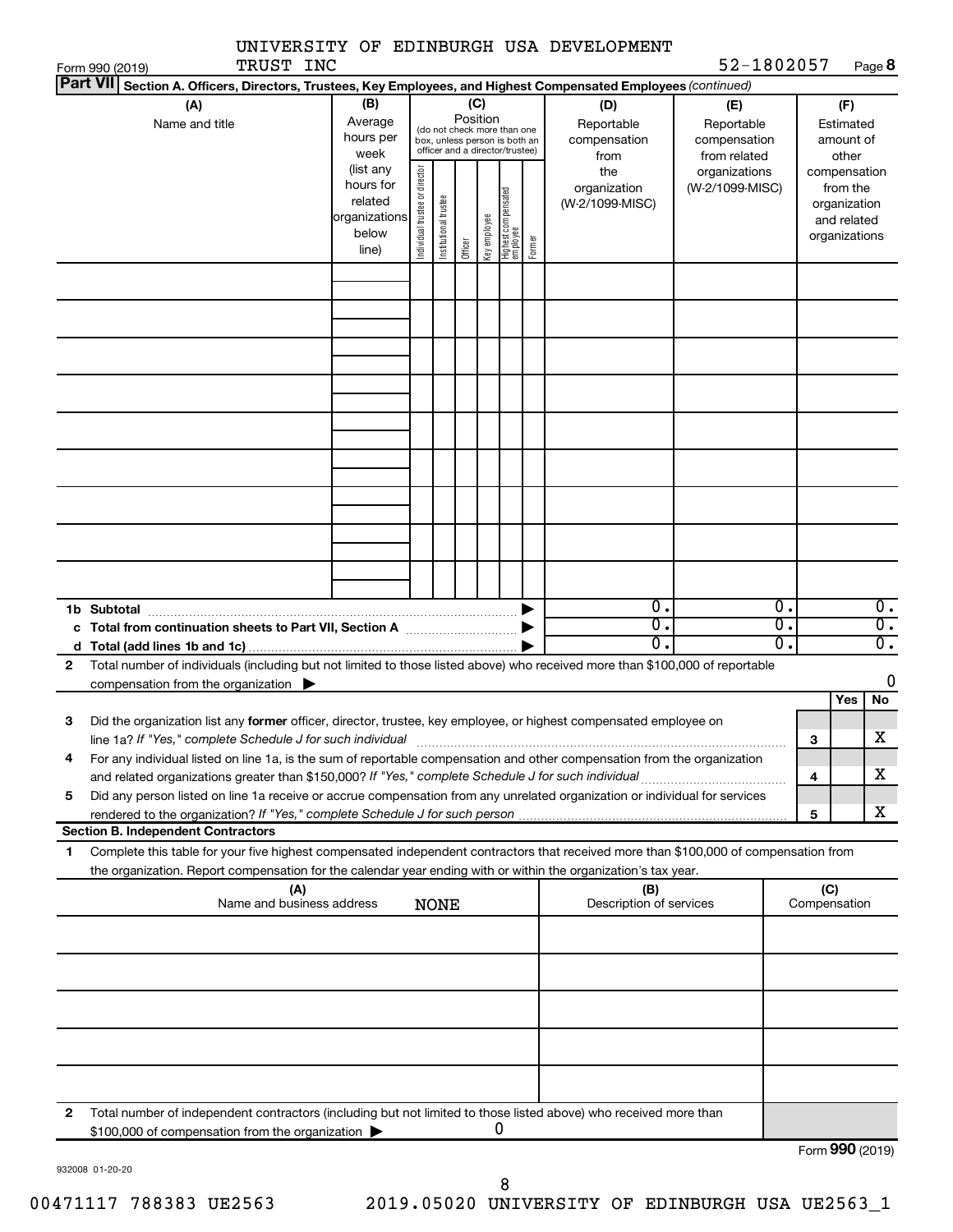UNIVERSITY OF EDINBURGH USA DEVELOPMENT TRUST INC

Form 990 (2019) 52-1802057 Page **8**

**Part VII** **Section A. Officers, Directors, Trustees, Key Employees, and Highest Compensated Employees** *(continued)*

| (A) Name and title | (B) Average hours per week (list any hours for related organizations below line) | (C) Position (do not check more than one box, unless person is both an officer and a director/trustee) Individual trustee or director | Institutional trustee | Officer | Key employee | Highest compensated employee | Former | (D) Reportable compensation from the organization (W-2/1099-MISC) | (E) Reportable compensation from related organizations (W-2/1099-MISC) | (F) Estimated amount of other compensation from the organization and related organizations |
|---|---|---|---|---|---|---|---|---|---|---|
| | | | | | | | | | | |
| | | | | | | | | | | |
| | | | | | | | | | | |
| | | | | | | | | | | |
| | | | | | | | | | | |
| | | | | | | | | | | |
| | | | | | | | | | | |
| | | | | | | | | | | |
| | | | | | | | | | | |
| **1b Subtotal** | | | | | | | ▶ | 0. | 0. | 0. |
| **c Total from continuation sheets to Part VII, Section A** | | | | | | | ▶ | 0. | 0. | 0. |
| **d Total (add lines 1b and 1c)** | | | | | | | ▶ | 0. | 0. | 0. |

**2** Total number of individuals (including but not limited to those listed above) who received more than $100,000 of reportable compensation from the organization ▶ 0

| | | | Yes | No |
|---|---|---|---|---|
| **3** | Did the organization list any **former** officer, director, trustee, key employee, or highest compensated employee on line 1a? *If "Yes," complete Schedule J for such individual* | **3** | | X |
| **4** | For any individual listed on line 1a, is the sum of reportable compensation and other compensation from the organization and related organizations greater than $150,000? *If "Yes," complete Schedule J for such individual* | **4** | | X |
| **5** | Did any person listed on line 1a receive or accrue compensation from any unrelated organization or individual for services rendered to the organization? *If "Yes," complete Schedule J for such person* | **5** | | X |

**Section B. Independent Contractors**

**1** Complete this table for your five highest compensated independent contractors that received more than $100,000 of compensation from the organization. Report compensation for the calendar year ending with or within the organization's tax year.

| (A) Name and business address NONE | (B) Description of services | (C) Compensation |
|---|---|---|
| | | |
| | | |
| | | |
| | | |
| | | |

**2** Total number of independent contractors (including but not limited to those listed above) who received more than $100,000 of compensation from the organization ▶ 0

Form **990** (2019)

932008 01-20-20

00471117 788383 UE2563 2019.05020 UNIVERSITY OF EDINBURGH USA UE2563_1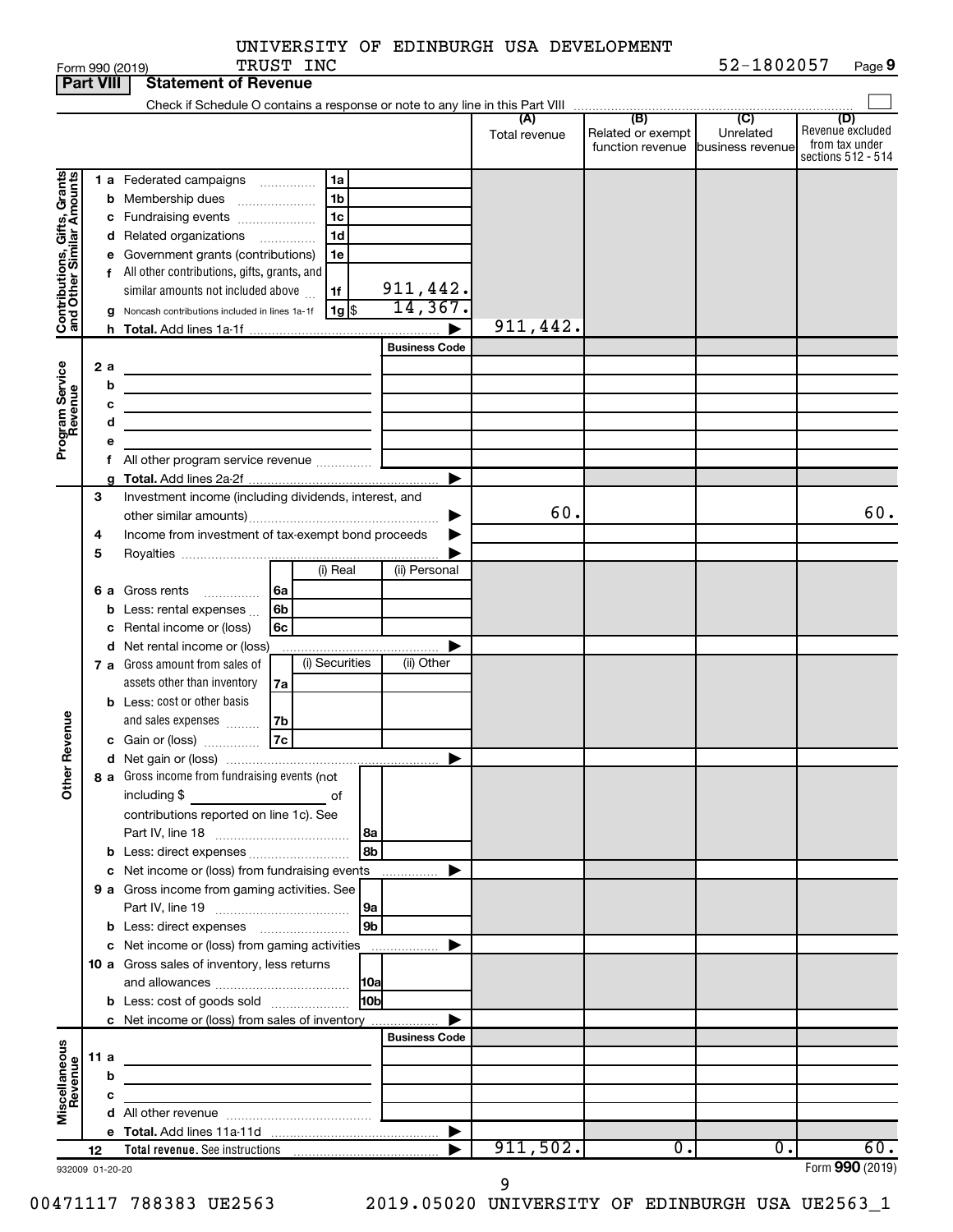UNIVERSITY OF EDINBURGH USA DEVELOPMENT TRUST INC

Form 990 (2019) 52-1802057 Page 9

**Part VIII Statement of Revenue**

Check if Schedule O contains a response or note to any line in this Part VIII

| | | | (A) Total revenue | (B) Related or exempt function revenue | (C) Unrelated business revenue | (D) Revenue excluded from tax under sections 512 - 514 |
|---|---|---|---|---|---|---|
| **Contributions, Gifts, Grants and Other Similar Amounts** | 1 a Federated campaigns | 1a | | | | |
| | b Membership dues | 1b | | | | |
| | c Fundraising events | 1c | | | | |
| | d Related organizations | 1d | | | | |
| | e Government grants (contributions) | 1e | | | | |
| | f All other contributions, gifts, grants, and similar amounts not included above | 1f 911,442. | | | | |
| | g Noncash contributions included in lines 1a-1f | 1g $ 14,367. | | | | |
| | h Total. Add lines 1a-1f | | 911,442. | | | |
| **Program Service Revenue** | | Business Code | | | | |
| | 2 a | | | | | |
| | b | | | | | |
| | c | | | | | |
| | d | | | | | |
| | e | | | | | |
| | f All other program service revenue | | | | | |
| | g Total. Add lines 2a-2f | | | | | |
| **Other Revenue** | 3 Investment income (including dividends, interest, and other similar amounts) | | 60. | | | 60. |
| | 4 Income from investment of tax-exempt bond proceeds | | | | | |
| | 5 Royalties | | | | | |
| | 6 a Gross rents — 6a (i) Real / (ii) Personal | | | | | |
| | b Less: rental expenses — 6b | | | | | |
| | c Rental income or (loss) — 6c | | | | | |
| | d Net rental income or (loss) | | | | | |
| | 7 a Gross amount from sales of assets other than inventory — 7a (i) Securities / (ii) Other | | | | | |
| | b Less: cost or other basis and sales expenses — 7b | | | | | |
| | c Gain or (loss) — 7c | | | | | |
| | d Net gain or (loss) | | | | | |
| | 8 a Gross income from fundraising events (not including $ of contributions reported on line 1c). See Part IV, line 18 | 8a | | | | |
| | b Less: direct expenses | 8b | | | | |
| | c Net income or (loss) from fundraising events | | | | | |
| | 9 a Gross income from gaming activities. See Part IV, line 19 | 9a | | | | |
| | b Less: direct expenses | 9b | | | | |
| | c Net income or (loss) from gaming activities | | | | | |
| | 10 a Gross sales of inventory, less returns and allowances | 10a | | | | |
| | b Less: cost of goods sold | 10b | | | | |
| | c Net income or (loss) from sales of inventory | | | | | |
| **Miscellaneous Revenue** | | Business Code | | | | |
| | 11 a | | | | | |
| | b | | | | | |
| | c | | | | | |
| | d All other revenue | | | | | |
| | e Total. Add lines 11a-11d | | | | | |
| | 12 Total revenue. See instructions | | 911,502. | 0. | 0. | 60. |

932009 01-20-20 Form 990 (2019)

00471117 788383 UE2563 2019.05020 UNIVERSITY OF EDINBURGH USA UE2563_1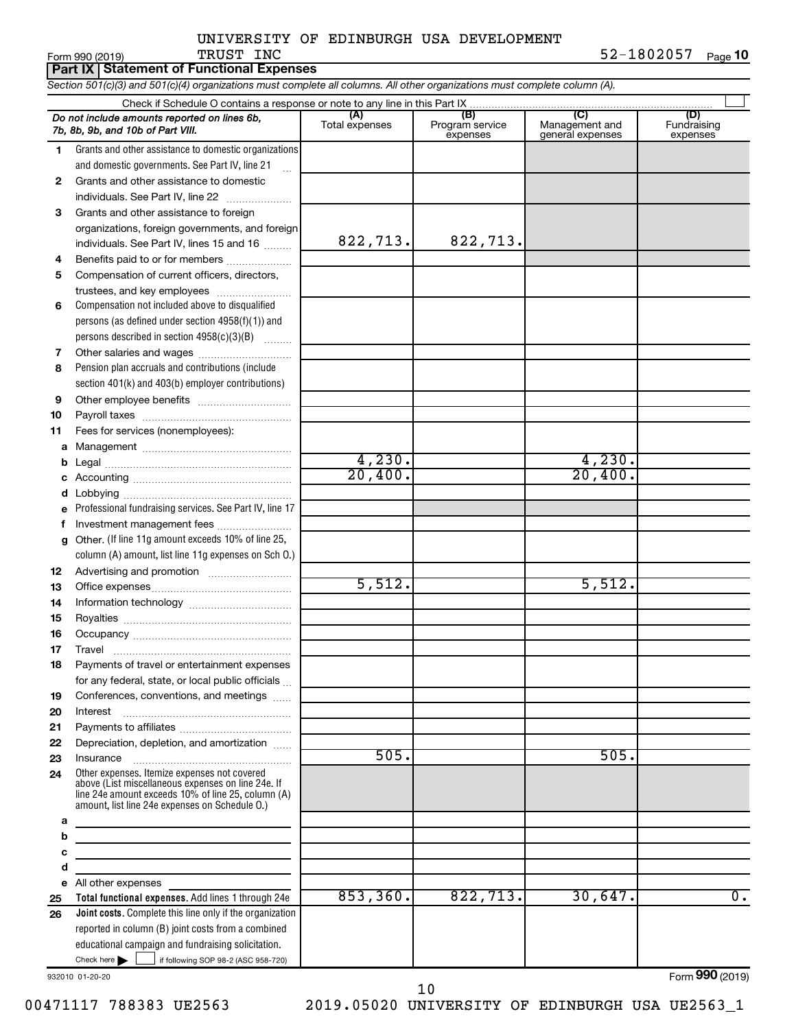UNIVERSITY OF EDINBURGH USA DEVELOPMENT TRUST INC

Form 990 (2019) 52-1802057 Page 10

## Part IX Statement of Functional Expenses

*Section 501(c)(3) and 501(c)(4) organizations must complete all columns. All other organizations must complete column (A).*

Check if Schedule O contains a response or note to any line in this Part IX ☐

| | *Do not include amounts reported on lines 6b, 7b, 8b, 9b, and 10b of Part VIII.* | (A) Total expenses | (B) Program service expenses | (C) Management and general expenses | (D) Fundraising expenses |
|---|---|---|---|---|---|
| 1 | Grants and other assistance to domestic organizations and domestic governments. See Part IV, line 21 | | | | |
| 2 | Grants and other assistance to domestic individuals. See Part IV, line 22 | | | | |
| 3 | Grants and other assistance to foreign organizations, foreign governments, and foreign individuals. See Part IV, lines 15 and 16 | 822,713. | 822,713. | | |
| 4 | Benefits paid to or for members | | | | |
| 5 | Compensation of current officers, directors, trustees, and key employees | | | | |
| 6 | Compensation not included above to disqualified persons (as defined under section 4958(f)(1)) and persons described in section 4958(c)(3)(B) | | | | |
| 7 | Other salaries and wages | | | | |
| 8 | Pension plan accruals and contributions (include section 401(k) and 403(b) employer contributions) | | | | |
| 9 | Other employee benefits | | | | |
| 10 | Payroll taxes | | | | |
| 11 | Fees for services (nonemployees): | | | | |
| a | Management | | | | |
| b | Legal | 4,230. | | 4,230. | |
| c | Accounting | 20,400. | | 20,400. | |
| d | Lobbying | | | | |
| e | Professional fundraising services. See Part IV, line 17 | | | | |
| f | Investment management fees | | | | |
| g | Other. (If line 11g amount exceeds 10% of line 25, column (A) amount, list line 11g expenses on Sch O.) | | | | |
| 12 | Advertising and promotion | | | | |
| 13 | Office expenses | 5,512. | | 5,512. | |
| 14 | Information technology | | | | |
| 15 | Royalties | | | | |
| 16 | Occupancy | | | | |
| 17 | Travel | | | | |
| 18 | Payments of travel or entertainment expenses for any federal, state, or local public officials | | | | |
| 19 | Conferences, conventions, and meetings | | | | |
| 20 | Interest | | | | |
| 21 | Payments to affiliates | | | | |
| 22 | Depreciation, depletion, and amortization | | | | |
| 23 | Insurance | 505. | | 505. | |
| 24 | Other expenses. Itemize expenses not covered above (List miscellaneous expenses on line 24e. If line 24e amount exceeds 10% of line 25, column (A) amount, list line 24e expenses on Schedule O.) | | | | |
| a | | | | | |
| b | | | | | |
| c | | | | | |
| d | | | | | |
| e | All other expenses | | | | |
| 25 | **Total functional expenses.** Add lines 1 through 24e | 853,360. | 822,713. | 30,647. | 0. |
| 26 | **Joint costs.** Complete this line only if the organization reported in column (B) joint costs from a combined educational campaign and fundraising solicitation. Check here ☐ if following SOP 98-2 (ASC 958-720) | | | | |

932010 01-20-20 Form 990 (2019)

00471117 788383 UE2563 2019.05020 UNIVERSITY OF EDINBURGH USA UE2563_1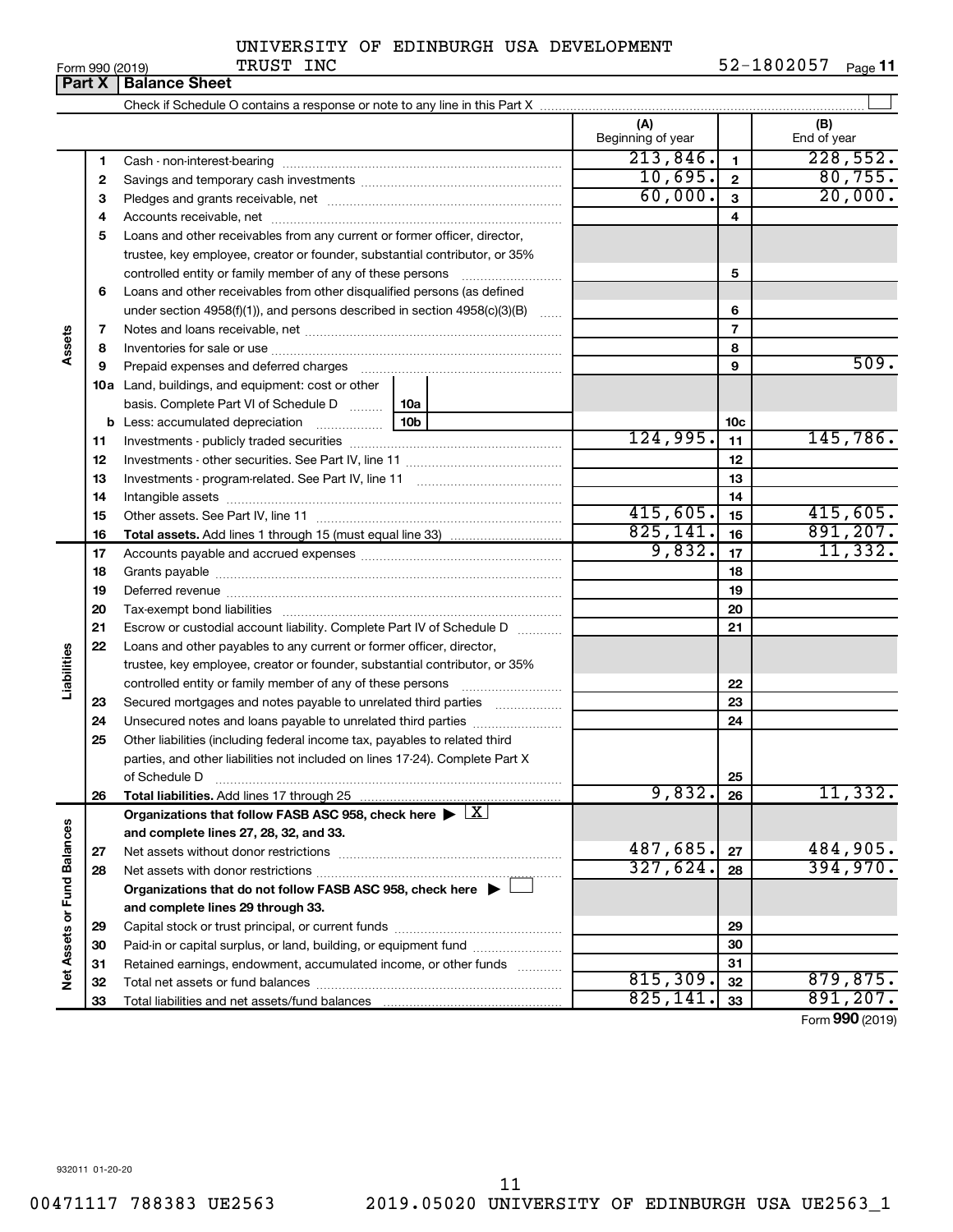UNIVERSITY OF EDINBURGH USA DEVELOPMENT TRUST INC

Form 990 (2019) 52-1802057 Page 11

**Part X | Balance Sheet**

Check if Schedule O contains a response or note to any line in this Part X ☐

| | | | (A) Beginning of year | | (B) End of year |
|---|---|---|---|---|---|
| **Assets** | 1 | Cash - non-interest-bearing | 213,846. | 1 | 228,552. |
| | 2 | Savings and temporary cash investments | 10,695. | 2 | 80,755. |
| | 3 | Pledges and grants receivable, net | 60,000. | 3 | 20,000. |
| | 4 | Accounts receivable, net | | 4 | |
| | 5 | Loans and other receivables from any current or former officer, director, trustee, key employee, creator or founder, substantial contributor, or 35% controlled entity or family member of any of these persons | | 5 | |
| | 6 | Loans and other receivables from other disqualified persons (as defined under section 4958(f)(1)), and persons described in section 4958(c)(3)(B) | | 6 | |
| | 7 | Notes and loans receivable, net | | 7 | |
| | 8 | Inventories for sale or use | | 8 | |
| | 9 | Prepaid expenses and deferred charges | | 9 | 509. |
| | 10a | Land, buildings, and equipment: cost or other basis. Complete Part VI of Schedule D (10a) | | | |
| | b | Less: accumulated depreciation (10b) | | 10c | |
| | 11 | Investments - publicly traded securities | 124,995. | 11 | 145,786. |
| | 12 | Investments - other securities. See Part IV, line 11 | | 12 | |
| | 13 | Investments - program-related. See Part IV, line 11 | | 13 | |
| | 14 | Intangible assets | | 14 | |
| | 15 | Other assets. See Part IV, line 11 | 415,605. | 15 | 415,605. |
| | 16 | **Total assets.** Add lines 1 through 15 (must equal line 33) | 825,141. | 16 | 891,207. |
| **Liabilities** | 17 | Accounts payable and accrued expenses | 9,832. | 17 | 11,332. |
| | 18 | Grants payable | | 18 | |
| | 19 | Deferred revenue | | 19 | |
| | 20 | Tax-exempt bond liabilities | | 20 | |
| | 21 | Escrow or custodial account liability. Complete Part IV of Schedule D | | 21 | |
| | 22 | Loans and other payables to any current or former officer, director, trustee, key employee, creator or founder, substantial contributor, or 35% controlled entity or family member of any of these persons | | 22 | |
| | 23 | Secured mortgages and notes payable to unrelated third parties | | 23 | |
| | 24 | Unsecured notes and loans payable to unrelated third parties | | 24 | |
| | 25 | Other liabilities (including federal income tax, payables to related third parties, and other liabilities not included on lines 17-24). Complete Part X of Schedule D | | 25 | |
| | 26 | **Total liabilities.** Add lines 17 through 25 | 9,832. | 26 | 11,332. |
| **Net Assets or Fund Balances** | | **Organizations that follow FASB ASC 958, check here ▶ ☒ and complete lines 27, 28, 32, and 33.** | | | |
| | 27 | Net assets without donor restrictions | 487,685. | 27 | 484,905. |
| | 28 | Net assets with donor restrictions | 327,624. | 28 | 394,970. |
| | | **Organizations that do not follow FASB ASC 958, check here ▶ ☐ and complete lines 29 through 33.** | | | |
| | 29 | Capital stock or trust principal, or current funds | | 29 | |
| | 30 | Paid-in or capital surplus, or land, building, or equipment fund | | 30 | |
| | 31 | Retained earnings, endowment, accumulated income, or other funds | | 31 | |
| | 32 | Total net assets or fund balances | 815,309. | 32 | 879,875. |
| | 33 | Total liabilities and net assets/fund balances | 825,141. | 33 | 891,207. |

Form **990** (2019)

932011 01-20-20

00471117 788383 UE2563 2019.05020 UNIVERSITY OF EDINBURGH USA UE2563_1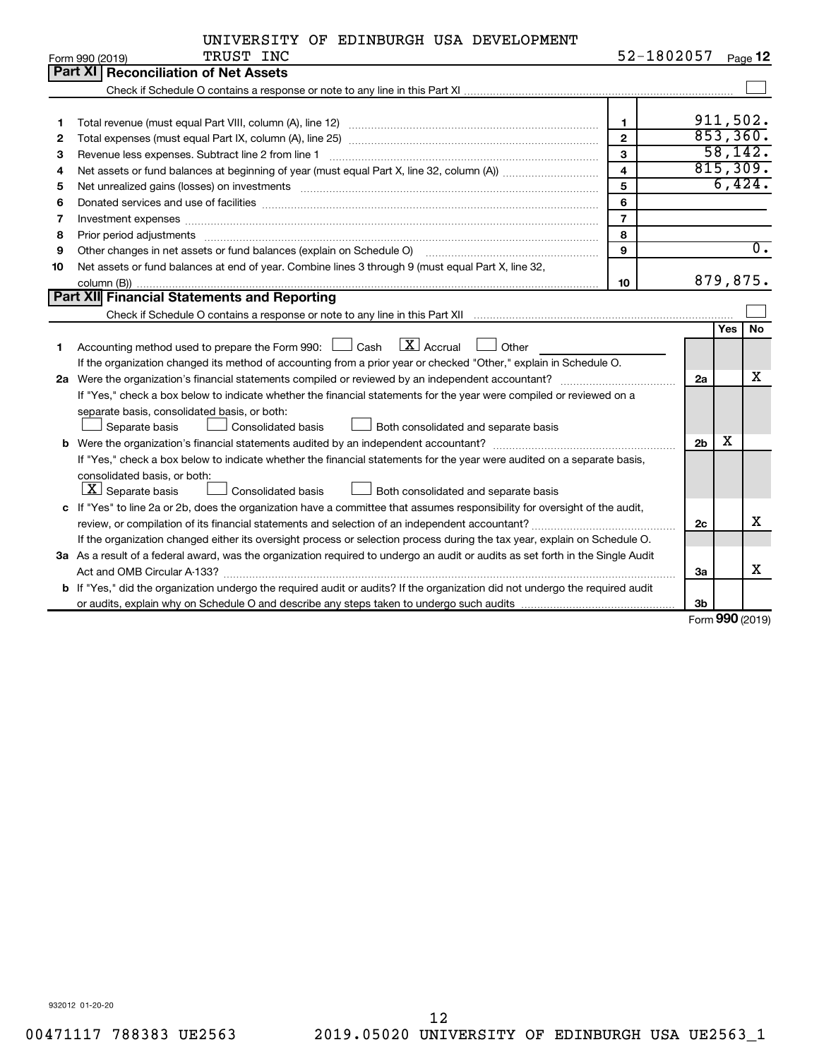UNIVERSITY OF EDINBURGH USA DEVELOPMENT TRUST INC — 52-1802057

Form 990 (2019) Page 12

## Part XI Reconciliation of Net Assets

Check if Schedule O contains a response or note to any line in this Part XI ☐

| | | | |
|---|---|---|---|
| 1 | Total revenue (must equal Part VIII, column (A), line 12) | 1 | 911,502. |
| 2 | Total expenses (must equal Part IX, column (A), line 25) | 2 | 853,360. |
| 3 | Revenue less expenses. Subtract line 2 from line 1 | 3 | 58,142. |
| 4 | Net assets or fund balances at beginning of year (must equal Part X, line 32, column (A)) | 4 | 815,309. |
| 5 | Net unrealized gains (losses) on investments | 5 | 6,424. |
| 6 | Donated services and use of facilities | 6 | |
| 7 | Investment expenses | 7 | |
| 8 | Prior period adjustments | 8 | |
| 9 | Other changes in net assets or fund balances (explain on Schedule O) | 9 | 0. |
| 10 | Net assets or fund balances at end of year. Combine lines 3 through 9 (must equal Part X, line 32, column (B)) | 10 | 879,875. |

## Part XII Financial Statements and Reporting

Check if Schedule O contains a response or note to any line in this Part XII ☐

| | | | Yes | No |
|---|---|---|---|---|
| 1 | Accounting method used to prepare the Form 990: ☐ Cash ☒ Accrual ☐ Other<br>If the organization changed its method of accounting from a prior year or checked "Other," explain in Schedule O. | | | |
| 2a | Were the organization's financial statements compiled or reviewed by an independent accountant? | 2a | | X |
| | If "Yes," check a box below to indicate whether the financial statements for the year were compiled or reviewed on a separate basis, consolidated basis, or both:<br>☐ Separate basis ☐ Consolidated basis ☐ Both consolidated and separate basis | | | |
| b | Were the organization's financial statements audited by an independent accountant? | 2b | X | |
| | If "Yes," check a box below to indicate whether the financial statements for the year were audited on a separate basis, consolidated basis, or both:<br>☒ Separate basis ☐ Consolidated basis ☐ Both consolidated and separate basis | | | |
| c | If "Yes" to line 2a or 2b, does the organization have a committee that assumes responsibility for oversight of the audit, review, or compilation of its financial statements and selection of an independent accountant? | 2c | | X |
| | If the organization changed either its oversight process or selection process during the tax year, explain on Schedule O. | | | |
| 3a | As a result of a federal award, was the organization required to undergo an audit or audits as set forth in the Single Audit Act and OMB Circular A-133? | 3a | | X |
| b | If "Yes," did the organization undergo the required audit or audits? If the organization did not undergo the required audit or audits, explain why on Schedule O and describe any steps taken to undergo such audits | 3b | | |

Form **990** (2019)

932012 01-20-20

00471117 788383 UE2563 2019.05020 UNIVERSITY OF EDINBURGH USA UE2563_1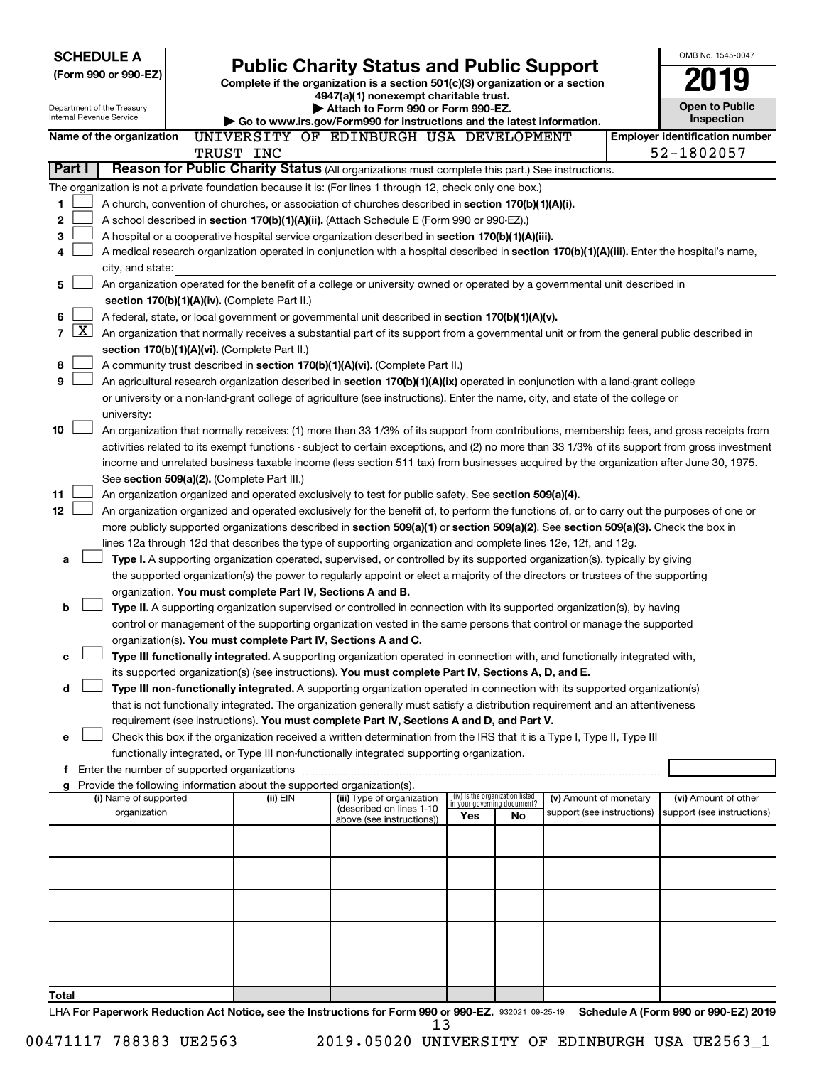**SCHEDULE A**
**(Form 990 or 990-EZ)**

Department of the Treasury
Internal Revenue Service

# Public Charity Status and Public Support

**Complete if the organization is a section 501(c)(3) organization or a section 4947(a)(1) nonexempt charitable trust.**
**▶ Attach to Form 990 or Form 990-EZ.**
**▶ Go to www.irs.gov/Form990 for instructions and the latest information.**

OMB No. 1545-0047

**2019**

**Open to Public Inspection**

**Name of the organization** UNIVERSITY OF EDINBURGH USA DEVELOPMENT TRUST INC

**Employer identification number** 52-1802057

**Part I** **Reason for Public Charity Status** (All organizations must complete this part.) See instructions.

The organization is not a private foundation because it is: (For lines 1 through 12, check only one box.)

1 ☐ A church, convention of churches, or association of churches described in **section 170(b)(1)(A)(i).**

2 ☐ A school described in **section 170(b)(1)(A)(ii).** (Attach Schedule E (Form 990 or 990-EZ).)

3 ☐ A hospital or a cooperative hospital service organization described in **section 170(b)(1)(A)(iii).**

4 ☐ A medical research organization operated in conjunction with a hospital described in **section 170(b)(1)(A)(iii).** Enter the hospital's name, city, and state:

5 ☐ An organization operated for the benefit of a college or university owned or operated by a governmental unit described in **section 170(b)(1)(A)(iv).** (Complete Part II.)

6 ☐ A federal, state, or local government or governmental unit described in **section 170(b)(1)(A)(v).**

7 ☒ An organization that normally receives a substantial part of its support from a governmental unit or from the general public described in **section 170(b)(1)(A)(vi).** (Complete Part II.)

8 ☐ A community trust described in **section 170(b)(1)(A)(vi).** (Complete Part II.)

9 ☐ An agricultural research organization described in **section 170(b)(1)(A)(ix)** operated in conjunction with a land-grant college or university or a non-land-grant college of agriculture (see instructions). Enter the name, city, and state of the college or university:

10 ☐ An organization that normally receives: (1) more than 33 1/3% of its support from contributions, membership fees, and gross receipts from activities related to its exempt functions - subject to certain exceptions, and (2) no more than 33 1/3% of its support from gross investment income and unrelated business taxable income (less section 511 tax) from businesses acquired by the organization after June 30, 1975. See **section 509(a)(2).** (Complete Part III.)

11 ☐ An organization organized and operated exclusively to test for public safety. See **section 509(a)(4).**

12 ☐ An organization organized and operated exclusively for the benefit of, to perform the functions of, or to carry out the purposes of one or more publicly supported organizations described in **section 509(a)(1)** or **section 509(a)(2).** See **section 509(a)(3).** Check the box in lines 12a through 12d that describes the type of supporting organization and complete lines 12e, 12f, and 12g.

a ☐ **Type I.** A supporting organization operated, supervised, or controlled by its supported organization(s), typically by giving the supported organization(s) the power to regularly appoint or elect a majority of the directors or trustees of the supporting organization. **You must complete Part IV, Sections A and B.**

b ☐ **Type II.** A supporting organization supervised or controlled in connection with its supported organization(s), by having control or management of the supporting organization vested in the same persons that control or manage the supported organization(s). **You must complete Part IV, Sections A and C.**

c ☐ **Type III functionally integrated.** A supporting organization operated in connection with, and functionally integrated with, its supported organization(s) (see instructions). **You must complete Part IV, Sections A, D, and E.**

d ☐ **Type III non-functionally integrated.** A supporting organization operated in connection with its supported organization(s) that is not functionally integrated. The organization generally must satisfy a distribution requirement and an attentiveness requirement (see instructions). **You must complete Part IV, Sections A and D, and Part V.**

e ☐ Check this box if the organization received a written determination from the IRS that it is a Type I, Type II, Type III functionally integrated, or Type III non-functionally integrated supporting organization.

f Enter the number of supported organizations

g Provide the following information about the supported organization(s).

| (i) Name of supported organization | (ii) EIN | (iii) Type of organization (described on lines 1-10 above (see instructions)) | (iv) Is the organization listed in your governing document? Yes | No | (v) Amount of monetary support (see instructions) | (vi) Amount of other support (see instructions) |
|---|---|---|---|---|---|---|
| | | | | | | |
| | | | | | | |
| | | | | | | |
| | | | | | | |
| | | | | | | |
| **Total** | | | | | | |

LHA **For Paperwork Reduction Act Notice, see the Instructions for Form 990 or 990-EZ.** 932021 09-25-19 **Schedule A (Form 990 or 990-EZ) 2019**

00471117 788383 UE2563 2019.05020 UNIVERSITY OF EDINBURGH USA UE2563_1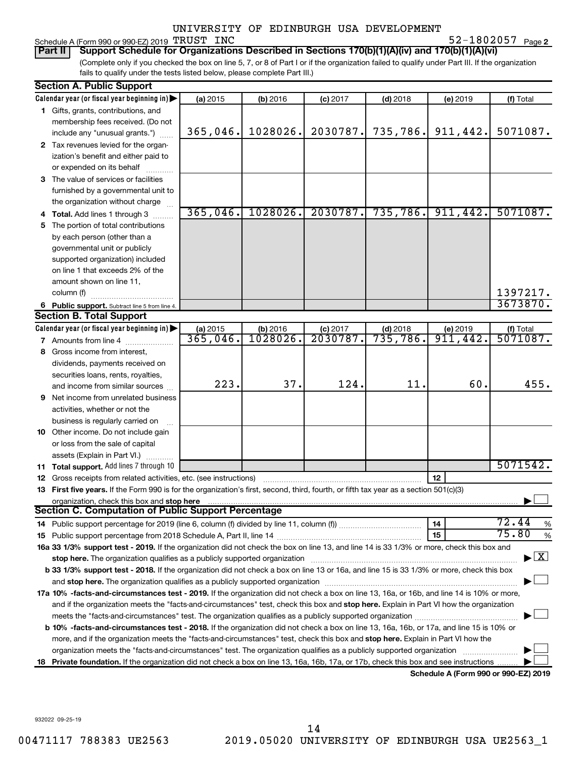UNIVERSITY OF EDINBURGH USA DEVELOPMENT

Schedule A (Form 990 or 990-EZ) 2019 TRUST INC 52-1802057 Page 2

**Part II** **Support Schedule for Organizations Described in Sections 170(b)(1)(A)(iv) and 170(b)(1)(A)(vi)**

(Complete only if you checked the box on line 5, 7, or 8 of Part I or if the organization failed to qualify under Part III. If the organization fails to qualify under the tests listed below, please complete Part III.)

**Section A. Public Support**

| Calendar year (or fiscal year beginning in) | (a) 2015 | (b) 2016 | (c) 2017 | (d) 2018 | (e) 2019 | (f) Total |
|---|---|---|---|---|---|---|
| 1 Gifts, grants, contributions, and membership fees received. (Do not include any "unusual grants.") | 365,046. | 1028026. | 2030787. | 735,786. | 911,442. | 5071087. |
| 2 Tax revenues levied for the organization's benefit and either paid to or expended on its behalf | | | | | | |
| 3 The value of services or facilities furnished by a governmental unit to the organization without charge | | | | | | |
| 4 **Total.** Add lines 1 through 3 | 365,046. | 1028026. | 2030787. | 735,786. | 911,442. | 5071087. |
| 5 The portion of total contributions by each person (other than a governmental unit or publicly supported organization) included on line 1 that exceeds 2% of the amount shown on line 11, column (f) | | | | | | 1397217. |
| 6 **Public support.** Subtract line 5 from line 4. | | | | | | 3673870. |

**Section B. Total Support**

| Calendar year (or fiscal year beginning in) | (a) 2015 | (b) 2016 | (c) 2017 | (d) 2018 | (e) 2019 | (f) Total |
|---|---|---|---|---|---|---|
| 7 Amounts from line 4 | 365,046. | 1028026. | 2030787. | 735,786. | 911,442. | 5071087. |
| 8 Gross income from interest, dividends, payments received on securities loans, rents, royalties, and income from similar sources | 223. | 37. | 124. | 11. | 60. | 455. |
| 9 Net income from unrelated business activities, whether or not the business is regularly carried on | | | | | | |
| 10 Other income. Do not include gain or loss from the sale of capital assets (Explain in Part VI.) | | | | | | |
| 11 **Total support.** Add lines 7 through 10 | | | | | | 5071542. |

12 Gross receipts from related activities, etc. (see instructions) | 12 |

13 **First five years.** If the Form 990 is for the organization's first, second, third, fourth, or fifth tax year as a section 501(c)(3) organization, check this box and **stop here** ☐

**Section C. Computation of Public Support Percentage**

14 Public support percentage for 2019 (line 6, column (f) divided by line 11, column (f)) | 14 | 72.44 %

15 Public support percentage from 2018 Schedule A, Part II, line 14 | 15 | 75.80 %

**16a 33 1/3% support test - 2019.** If the organization did not check the box on line 13, and line 14 is 33 1/3% or more, check this box and **stop here.** The organization qualifies as a publicly supported organization ☒

**b 33 1/3% support test - 2018.** If the organization did not check a box on line 13 or 16a, and line 15 is 33 1/3% or more, check this box and **stop here.** The organization qualifies as a publicly supported organization ☐

**17a 10% -facts-and-circumstances test - 2019.** If the organization did not check a box on line 13, 16a, or 16b, and line 14 is 10% or more, and if the organization meets the "facts-and-circumstances" test, check this box and **stop here.** Explain in Part VI how the organization meets the "facts-and-circumstances" test. The organization qualifies as a publicly supported organization ☐

**b 10% -facts-and-circumstances test - 2018.** If the organization did not check a box on line 13, 16a, 16b, or 17a, and line 15 is 10% or more, and if the organization meets the "facts-and-circumstances" test, check this box and **stop here.** Explain in Part VI how the organization meets the "facts-and-circumstances" test. The organization qualifies as a publicly supported organization ☐

**18 Private foundation.** If the organization did not check a box on line 13, 16a, 16b, 17a, or 17b, check this box and see instructions ☐

**Schedule A (Form 990 or 990-EZ) 2019**

932022 09-25-19

00471117 788383 UE2563 2019.05020 UNIVERSITY OF EDINBURGH USA UE2563_1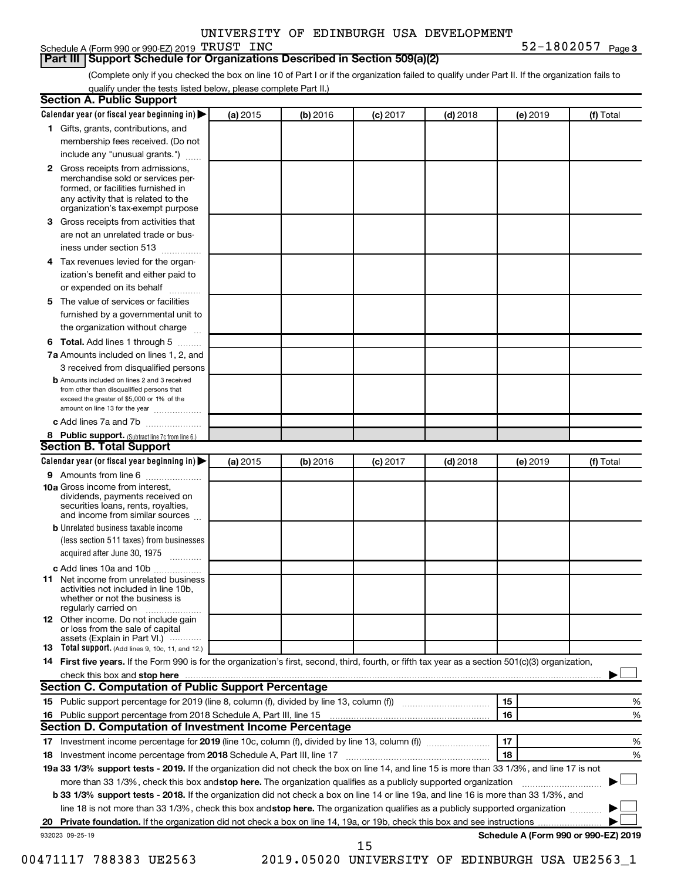Schedule A (Form 990 or 990-EZ) 2019 UNIVERSITY OF EDINBURGH USA DEVELOPMENT TRUST INC 52-1802057 Page 3

## Part III Support Schedule for Organizations Described in Section 509(a)(2)

(Complete only if you checked the box on line 10 of Part I or if the organization failed to qualify under Part II. If the organization fails to qualify under the tests listed below, please complete Part II.)

### Section A. Public Support

| Calendar year (or fiscal year beginning in) | (a) 2015 | (b) 2016 | (c) 2017 | (d) 2018 | (e) 2019 | (f) Total |
|---|---|---|---|---|---|---|
| 1 Gifts, grants, contributions, and membership fees received. (Do not include any "unusual grants.") | | | | | | |
| 2 Gross receipts from admissions, merchandise sold or services performed, or facilities furnished in any activity that is related to the organization's tax-exempt purpose | | | | | | |
| 3 Gross receipts from activities that are not an unrelated trade or business under section 513 | | | | | | |
| 4 Tax revenues levied for the organization's benefit and either paid to or expended on its behalf | | | | | | |
| 5 The value of services or facilities furnished by a governmental unit to the organization without charge | | | | | | |
| 6 **Total.** Add lines 1 through 5 | | | | | | |
| 7a Amounts included on lines 1, 2, and 3 received from disqualified persons | | | | | | |
| b Amounts included on lines 2 and 3 received from other than disqualified persons that exceed the greater of $5,000 or 1% of the amount on line 13 for the year | | | | | | |
| c Add lines 7a and 7b | | | | | | |
| 8 **Public support.** (Subtract line 7c from line 6.) | | | | | | |

### Section B. Total Support

| Calendar year (or fiscal year beginning in) | (a) 2015 | (b) 2016 | (c) 2017 | (d) 2018 | (e) 2019 | (f) Total |
|---|---|---|---|---|---|---|
| 9 Amounts from line 6 | | | | | | |
| 10a Gross income from interest, dividends, payments received on securities loans, rents, royalties, and income from similar sources | | | | | | |
| b Unrelated business taxable income (less section 511 taxes) from businesses acquired after June 30, 1975 | | | | | | |
| c Add lines 10a and 10b | | | | | | |
| 11 Net income from unrelated business activities not included in line 10b, whether or not the business is regularly carried on | | | | | | |
| 12 Other income. Do not include gain or loss from the sale of capital assets (Explain in Part VI.) | | | | | | |
| 13 **Total support.** (Add lines 9, 10c, 11, and 12.) | | | | | | |

14 **First five years.** If the Form 990 is for the organization's first, second, third, fourth, or fifth tax year as a section 501(c)(3) organization, check this box and **stop here** ☐

### Section C. Computation of Public Support Percentage

| | | | |
|---|---|---|---|
| 15 | Public support percentage for 2019 (line 8, column (f), divided by line 13, column (f)) | 15 | % |
| 16 | Public support percentage from 2018 Schedule A, Part III, line 15 | 16 | % |

### Section D. Computation of Investment Income Percentage

| | | | |
|---|---|---|---|
| 17 | Investment income percentage for **2019** (line 10c, column (f), divided by line 13, column (f)) | 17 | % |
| 18 | Investment income percentage from **2018** Schedule A, Part III, line 17 | 18 | % |

**19a 33 1/3% support tests - 2019.** If the organization did not check the box on line 14, and line 15 is more than 33 1/3%, and line 17 is not more than 33 1/3%, check this box and **stop here.** The organization qualifies as a publicly supported organization ☐

**b 33 1/3% support tests - 2018.** If the organization did not check a box on line 14 or line 19a, and line 16 is more than 33 1/3%, and line 18 is not more than 33 1/3%, check this box and **stop here.** The organization qualifies as a publicly supported organization ☐

**20 Private foundation.** If the organization did not check a box on line 14, 19a, or 19b, check this box and see instructions ☐

932023 09-25-19 **Schedule A (Form 990 or 990-EZ) 2019**

00471117 788383 UE2563 2019.05020 UNIVERSITY OF EDINBURGH USA UE2563_1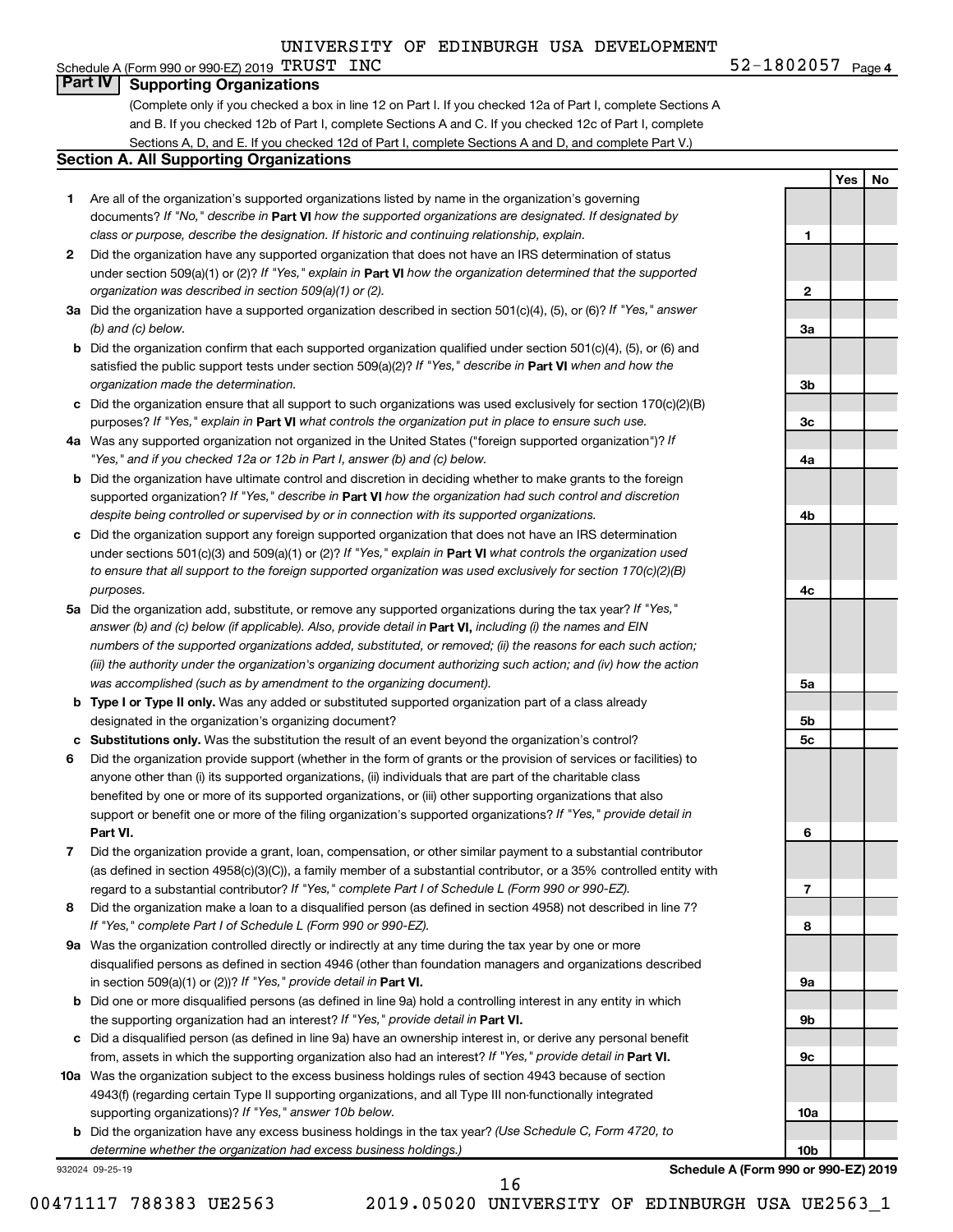UNIVERSITY OF EDINBURGH USA DEVELOPMENT

Schedule A (Form 990 or 990-EZ) 2019 TRUST INC 52-1802057 Page 4

## Part IV Supporting Organizations

(Complete only if you checked a box in line 12 on Part I. If you checked 12a of Part I, complete Sections A and B. If you checked 12b of Part I, complete Sections A and C. If you checked 12c of Part I, complete Sections A, D, and E. If you checked 12d of Part I, complete Sections A and D, and complete Part V.)

### Section A. All Supporting Organizations

| | | | Yes | No |
|---|---|---|---|---|
| **1** | Are all of the organization's supported organizations listed by name in the organization's governing documents? *If "No," describe in* **Part VI** *how the supported organizations are designated. If designated by class or purpose, describe the designation. If historic and continuing relationship, explain.* | 1 | | |
| **2** | Did the organization have any supported organization that does not have an IRS determination of status under section 509(a)(1) or (2)? *If "Yes," explain in* **Part VI** *how the organization determined that the supported organization was described in section 509(a)(1) or (2).* | 2 | | |
| **3a** | Did the organization have a supported organization described in section 501(c)(4), (5), or (6)? *If "Yes," answer (b) and (c) below.* | 3a | | |
| **b** | Did the organization confirm that each supported organization qualified under section 501(c)(4), (5), or (6) and satisfied the public support tests under section 509(a)(2)? *If "Yes," describe in* **Part VI** *when and how the organization made the determination.* | 3b | | |
| **c** | Did the organization ensure that all support to such organizations was used exclusively for section 170(c)(2)(B) purposes? *If "Yes," explain in* **Part VI** *what controls the organization put in place to ensure such use.* | 3c | | |
| **4a** | Was any supported organization not organized in the United States ("foreign supported organization")? *If "Yes," and if you checked 12a or 12b in Part I, answer (b) and (c) below.* | 4a | | |
| **b** | Did the organization have ultimate control and discretion in deciding whether to make grants to the foreign supported organization? *If "Yes," describe in* **Part VI** *how the organization had such control and discretion despite being controlled or supervised by or in connection with its supported organizations.* | 4b | | |
| **c** | Did the organization support any foreign supported organization that does not have an IRS determination under sections 501(c)(3) and 509(a)(1) or (2)? *If "Yes," explain in* **Part VI** *what controls the organization used to ensure that all support to the foreign supported organization was used exclusively for section 170(c)(2)(B) purposes.* | 4c | | |
| **5a** | Did the organization add, substitute, or remove any supported organizations during the tax year? *If "Yes," answer (b) and (c) below (if applicable). Also, provide detail in* **Part VI,** *including (i) the names and EIN numbers of the supported organizations added, substituted, or removed; (ii) the reasons for each such action; (iii) the authority under the organization's organizing document authorizing such action; and (iv) how the action was accomplished (such as by amendment to the organizing document).* | 5a | | |
| **b** | **Type I or Type II only.** Was any added or substituted supported organization part of a class already designated in the organization's organizing document? | 5b | | |
| **c** | **Substitutions only.** Was the substitution the result of an event beyond the organization's control? | 5c | | |
| **6** | Did the organization provide support (whether in the form of grants or the provision of services or facilities) to anyone other than (i) its supported organizations, (ii) individuals that are part of the charitable class benefited by one or more of its supported organizations, or (iii) other supporting organizations that also support or benefit one or more of the filing organization's supported organizations? *If "Yes," provide detail in* **Part VI.** | 6 | | |
| **7** | Did the organization provide a grant, loan, compensation, or other similar payment to a substantial contributor (as defined in section 4958(c)(3)(C)), a family member of a substantial contributor, or a 35% controlled entity with regard to a substantial contributor? *If "Yes," complete Part I of Schedule L (Form 990 or 990-EZ).* | 7 | | |
| **8** | Did the organization make a loan to a disqualified person (as defined in section 4958) not described in line 7? *If "Yes," complete Part I of Schedule L (Form 990 or 990-EZ).* | 8 | | |
| **9a** | Was the organization controlled directly or indirectly at any time during the tax year by one or more disqualified persons as defined in section 4946 (other than foundation managers and organizations described in section 509(a)(1) or (2))? *If "Yes," provide detail in* **Part VI.** | 9a | | |
| **b** | Did one or more disqualified persons (as defined in line 9a) hold a controlling interest in any entity in which the supporting organization had an interest? *If "Yes," provide detail in* **Part VI.** | 9b | | |
| **c** | Did a disqualified person (as defined in line 9a) have an ownership interest in, or derive any personal benefit from, assets in which the supporting organization also had an interest? *If "Yes," provide detail in* **Part VI.** | 9c | | |
| **10a** | Was the organization subject to the excess business holdings rules of section 4943 because of section 4943(f) (regarding certain Type II supporting organizations, and all Type III non-functionally integrated supporting organizations)? *If "Yes," answer 10b below.* | 10a | | |
| **b** | Did the organization have any excess business holdings in the tax year? *(Use Schedule C, Form 4720, to determine whether the organization had excess business holdings.)* | 10b | | |

932024 09-25-19 **Schedule A (Form 990 or 990-EZ) 2019**

00471117 788383 UE2563 2019.05020 UNIVERSITY OF EDINBURGH USA UE2563_1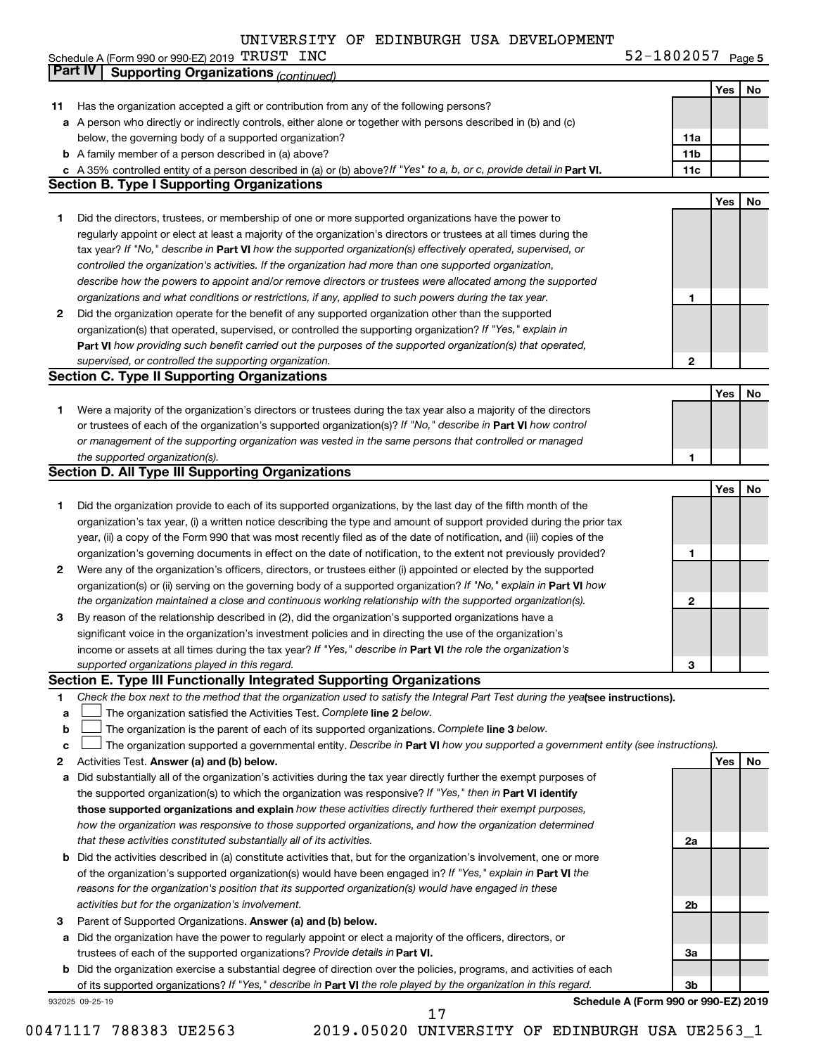UNIVERSITY OF EDINBURGH USA DEVELOPMENT
Schedule A (Form 990 or 990-EZ) 2019 TRUST INC 52-1802057 Page 5

**Part IV Supporting Organizations** *(continued)*

| | | | Yes | No |
|---|---|---|---|---|
| **11** | Has the organization accepted a gift or contribution from any of the following persons? | | | |
| **a** | A person who directly or indirectly controls, either alone or together with persons described in (b) and (c) below, the governing body of a supported organization? | **11a** | | |
| **b** | A family member of a person described in (a) above? | **11b** | | |
| **c** | A 35% controlled entity of a person described in (a) or (b) above? *If "Yes" to a, b, or c, provide detail in* **Part VI.** | **11c** | | |

**Section B. Type I Supporting Organizations**

| | | | Yes | No |
|---|---|---|---|---|
| **1** | Did the directors, trustees, or membership of one or more supported organizations have the power to regularly appoint or elect at least a majority of the organization's directors or trustees at all times during the tax year? *If "No," describe in* **Part VI** *how the supported organization(s) effectively operated, supervised, or controlled the organization's activities. If the organization had more than one supported organization, describe how the powers to appoint and/or remove directors or trustees were allocated among the supported organizations and what conditions or restrictions, if any, applied to such powers during the tax year.* | **1** | | |
| **2** | Did the organization operate for the benefit of any supported organization other than the supported organization(s) that operated, supervised, or controlled the supporting organization? *If "Yes," explain in* **Part VI** *how providing such benefit carried out the purposes of the supported organization(s) that operated, supervised, or controlled the supporting organization.* | **2** | | |

**Section C. Type II Supporting Organizations**

| | | | Yes | No |
|---|---|---|---|---|
| **1** | Were a majority of the organization's directors or trustees during the tax year also a majority of the directors or trustees of each of the organization's supported organization(s)? *If "No," describe in* **Part VI** *how control or management of the supporting organization was vested in the same persons that controlled or managed the supported organization(s).* | **1** | | |

**Section D. All Type III Supporting Organizations**

| | | | Yes | No |
|---|---|---|---|---|
| **1** | Did the organization provide to each of its supported organizations, by the last day of the fifth month of the organization's tax year, (i) a written notice describing the type and amount of support provided during the prior tax year, (ii) a copy of the Form 990 that was most recently filed as of the date of notification, and (iii) copies of the organization's governing documents in effect on the date of notification, to the extent not previously provided? | **1** | | |
| **2** | Were any of the organization's officers, directors, or trustees either (i) appointed or elected by the supported organization(s) or (ii) serving on the governing body of a supported organization? *If "No," explain in* **Part VI** *how the organization maintained a close and continuous working relationship with the supported organization(s).* | **2** | | |
| **3** | By reason of the relationship described in (2), did the organization's supported organizations have a significant voice in the organization's investment policies and in directing the use of the organization's income or assets at all times during the tax year? *If "Yes," describe in* **Part VI** *the role the organization's supported organizations played in this regard.* | **3** | | |

**Section E. Type III Functionally Integrated Supporting Organizations**

**1** *Check the box next to the method that the organization used to satisfy the Integral Part Test during the year* **(see instructions).**

- **a** ☐ The organization satisfied the Activities Test. *Complete* **line 2** *below.*
- **b** ☐ The organization is the parent of each of its supported organizations. *Complete* **line 3** *below.*
- **c** ☐ The organization supported a governmental entity. *Describe in* **Part VI** *how you supported a government entity (see instructions).*

| | | | Yes | No |
|---|---|---|---|---|
| **2** | Activities Test. **Answer (a) and (b) below.** | | | |
| **a** | Did substantially all of the organization's activities during the tax year directly further the exempt purposes of the supported organization(s) to which the organization was responsive? *If "Yes," then in* **Part VI identify those supported organizations and explain** *how these activities directly furthered their exempt purposes, how the organization was responsive to those supported organizations, and how the organization determined that these activities constituted substantially all of its activities.* | **2a** | | |
| **b** | Did the activities described in (a) constitute activities that, but for the organization's involvement, one or more of the organization's supported organization(s) would have been engaged in? *If "Yes," explain in* **Part VI** *the reasons for the organization's position that its supported organization(s) would have engaged in these activities but for the organization's involvement.* | **2b** | | |
| **3** | Parent of Supported Organizations. **Answer (a) and (b) below.** | | | |
| **a** | Did the organization have the power to regularly appoint or elect a majority of the officers, directors, or trustees of each of the supported organizations? *Provide details in* **Part VI.** | **3a** | | |
| **b** | Did the organization exercise a substantial degree of direction over the policies, programs, and activities of each of its supported organizations? *If "Yes," describe in* **Part VI** *the role played by the organization in this regard.* | **3b** | | |

932025 09-25-19 **Schedule A (Form 990 or 990-EZ) 2019**

00471117 788383 UE2563 2019.05020 UNIVERSITY OF EDINBURGH USA UE2563_1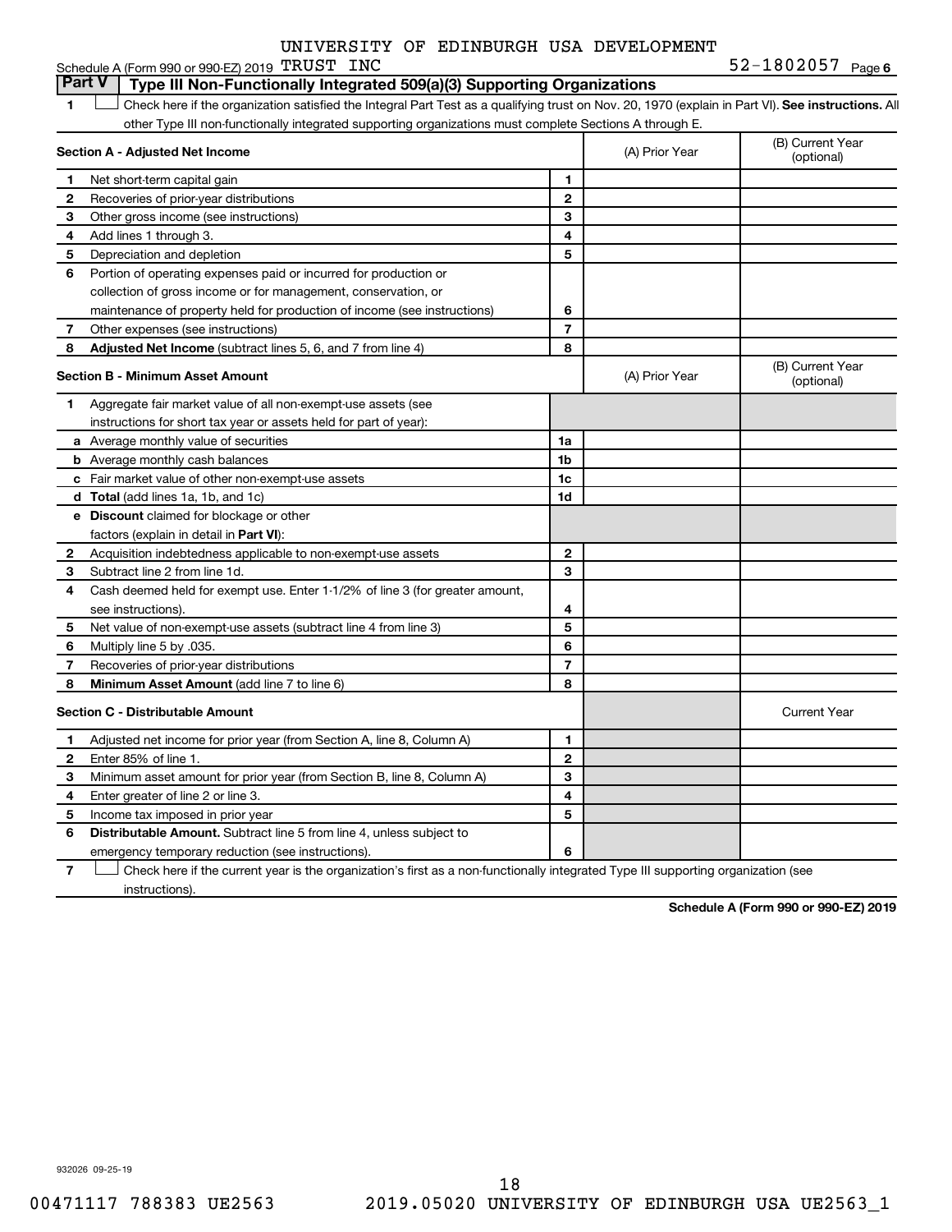UNIVERSITY OF EDINBURGH USA DEVELOPMENT

Schedule A (Form 990 or 990-EZ) 2019 TRUST INC 52-1802057 Page 6

## Part V Type III Non-Functionally Integrated 509(a)(3) Supporting Organizations

1 ☐ Check here if the organization satisfied the Integral Part Test as a qualifying trust on Nov. 20, 1970 (explain in Part VI). **See instructions.** All other Type III non-functionally integrated supporting organizations must complete Sections A through E.

| **Section A - Adjusted Net Income** | | | (A) Prior Year | (B) Current Year (optional) |
|---|---|---|---|---|
| 1 | Net short-term capital gain | 1 | | |
| 2 | Recoveries of prior-year distributions | 2 | | |
| 3 | Other gross income (see instructions) | 3 | | |
| 4 | Add lines 1 through 3. | 4 | | |
| 5 | Depreciation and depletion | 5 | | |
| 6 | Portion of operating expenses paid or incurred for production or collection of gross income or for management, conservation, or maintenance of property held for production of income (see instructions) | 6 | | |
| 7 | Other expenses (see instructions) | 7 | | |
| 8 | **Adjusted Net Income** (subtract lines 5, 6, and 7 from line 4) | 8 | | |

| **Section B - Minimum Asset Amount** | | | (A) Prior Year | (B) Current Year (optional) |
|---|---|---|---|---|
| 1 | Aggregate fair market value of all non-exempt-use assets (see instructions for short tax year or assets held for part of year): | | | |
| a | Average monthly value of securities | 1a | | |
| b | Average monthly cash balances | 1b | | |
| c | Fair market value of other non-exempt-use assets | 1c | | |
| d | **Total** (add lines 1a, 1b, and 1c) | 1d | | |
| e | **Discount** claimed for blockage or other factors (explain in detail in **Part VI**): | | | |
| 2 | Acquisition indebtedness applicable to non-exempt-use assets | 2 | | |
| 3 | Subtract line 2 from line 1d. | 3 | | |
| 4 | Cash deemed held for exempt use. Enter 1-1/2% of line 3 (for greater amount, see instructions). | 4 | | |
| 5 | Net value of non-exempt-use assets (subtract line 4 from line 3) | 5 | | |
| 6 | Multiply line 5 by .035. | 6 | | |
| 7 | Recoveries of prior-year distributions | 7 | | |
| 8 | **Minimum Asset Amount** (add line 7 to line 6) | 8 | | |

| **Section C - Distributable Amount** | | | | Current Year |
|---|---|---|---|---|
| 1 | Adjusted net income for prior year (from Section A, line 8, Column A) | 1 | | |
| 2 | Enter 85% of line 1. | 2 | | |
| 3 | Minimum asset amount for prior year (from Section B, line 8, Column A) | 3 | | |
| 4 | Enter greater of line 2 or line 3. | 4 | | |
| 5 | Income tax imposed in prior year | 5 | | |
| 6 | **Distributable Amount.** Subtract line 5 from line 4, unless subject to emergency temporary reduction (see instructions). | 6 | | |

7 ☐ Check here if the current year is the organization's first as a non-functionally integrated Type III supporting organization (see instructions).

**Schedule A (Form 990 or 990-EZ) 2019**

932026 09-25-19

00471117 788383 UE2563 2019.05020 UNIVERSITY OF EDINBURGH USA UE2563_1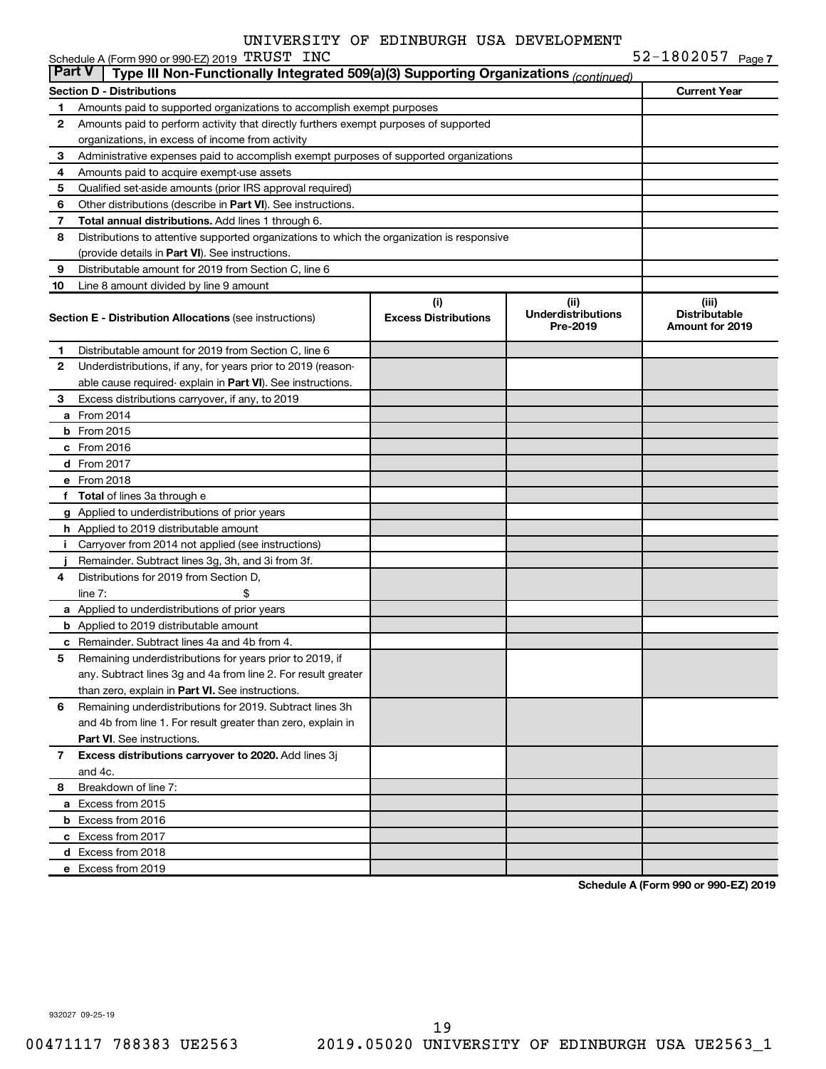UNIVERSITY OF EDINBURGH USA DEVELOPMENT TRUST INC

Schedule A (Form 990 or 990-EZ) 2019 52-1802057 Page 7

**Part V** Type III Non-Functionally Integrated 509(a)(3) Supporting Organizations *(continued)*

| **Section D - Distributions** | | **Current Year** |
|---|---|---|
| 1 | Amounts paid to supported organizations to accomplish exempt purposes | |
| 2 | Amounts paid to perform activity that directly furthers exempt purposes of supported organizations, in excess of income from activity | |
| 3 | Administrative expenses paid to accomplish exempt purposes of supported organizations | |
| 4 | Amounts paid to acquire exempt-use assets | |
| 5 | Qualified set-aside amounts (prior IRS approval required) | |
| 6 | Other distributions (describe in **Part VI**). See instructions. | |
| 7 | **Total annual distributions.** Add lines 1 through 6. | |
| 8 | Distributions to attentive supported organizations to which the organization is responsive (provide details in **Part VI**). See instructions. | |
| 9 | Distributable amount for 2019 from Section C, line 6 | |
| 10 | Line 8 amount divided by line 9 amount | |

| | **Section E - Distribution Allocations** (see instructions) | (i) **Excess Distributions** | (ii) **Underdistributions Pre-2019** | (iii) **Distributable Amount for 2019** |
|---|---|---|---|---|
| 1 | Distributable amount for 2019 from Section C, line 6 | | | |
| 2 | Underdistributions, if any, for years prior to 2019 (reasonable cause required- explain in **Part VI**). See instructions. | | | |
| 3 | Excess distributions carryover, if any, to 2019 | | | |
| a | From 2014 | | | |
| b | From 2015 | | | |
| c | From 2016 | | | |
| d | From 2017 | | | |
| e | From 2018 | | | |
| f | **Total** of lines 3a through e | | | |
| g | Applied to underdistributions of prior years | | | |
| h | Applied to 2019 distributable amount | | | |
| i | Carryover from 2014 not applied (see instructions) | | | |
| j | Remainder. Subtract lines 3g, 3h, and 3i from 3f. | | | |
| 4 | Distributions for 2019 from Section D, line 7: $ | | | |
| a | Applied to underdistributions of prior years | | | |
| b | Applied to 2019 distributable amount | | | |
| c | Remainder. Subtract lines 4a and 4b from 4. | | | |
| 5 | Remaining underdistributions for years prior to 2019, if any. Subtract lines 3g and 4a from line 2. For result greater than zero, explain in **Part VI.** See instructions. | | | |
| 6 | Remaining underdistributions for 2019. Subtract lines 3h and 4b from line 1. For result greater than zero, explain in **Part VI**. See instructions. | | | |
| 7 | **Excess distributions carryover to 2020.** Add lines 3j and 4c. | | | |
| 8 | Breakdown of line 7: | | | |
| a | Excess from 2015 | | | |
| b | Excess from 2016 | | | |
| c | Excess from 2017 | | | |
| d | Excess from 2018 | | | |
| e | Excess from 2019 | | | |

**Schedule A (Form 990 or 990-EZ) 2019**

932027 09-25-19

00471117 788383 UE2563 2019.05020 UNIVERSITY OF EDINBURGH USA UE2563_1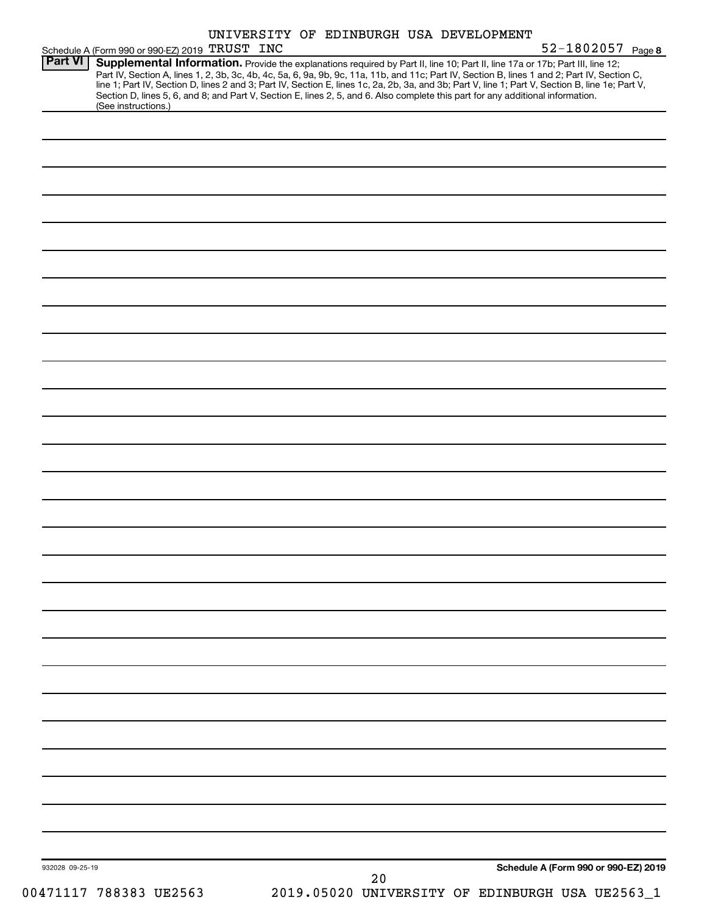UNIVERSITY OF EDINBURGH USA DEVELOPMENT

Schedule A (Form 990 or 990-EZ) 2019 TRUST INC 52-1802057 Page 8

## Part VI Supplemental Information.

Provide the explanations required by Part II, line 10; Part II, line 17a or 17b; Part III, line 12; Part IV, Section A, lines 1, 2, 3b, 3c, 4b, 4c, 5a, 6, 9a, 9b, 9c, 11a, 11b, and 11c; Part IV, Section B, lines 1 and 2; Part IV, Section C, line 1; Part IV, Section D, lines 2 and 3; Part IV, Section E, lines 1c, 2a, 2b, 3a, and 3b; Part V, line 1; Part V, Section B, line 1e; Part V, Section D, lines 5, 6, and 8; and Part V, Section E, lines 2, 5, and 6. Also complete this part for any additional information. (See instructions.)

932028 09-25-19

**Schedule A (Form 990 or 990-EZ) 2019**

00471117 788383 UE2563 2019.05020 UNIVERSITY OF EDINBURGH USA UE2563_1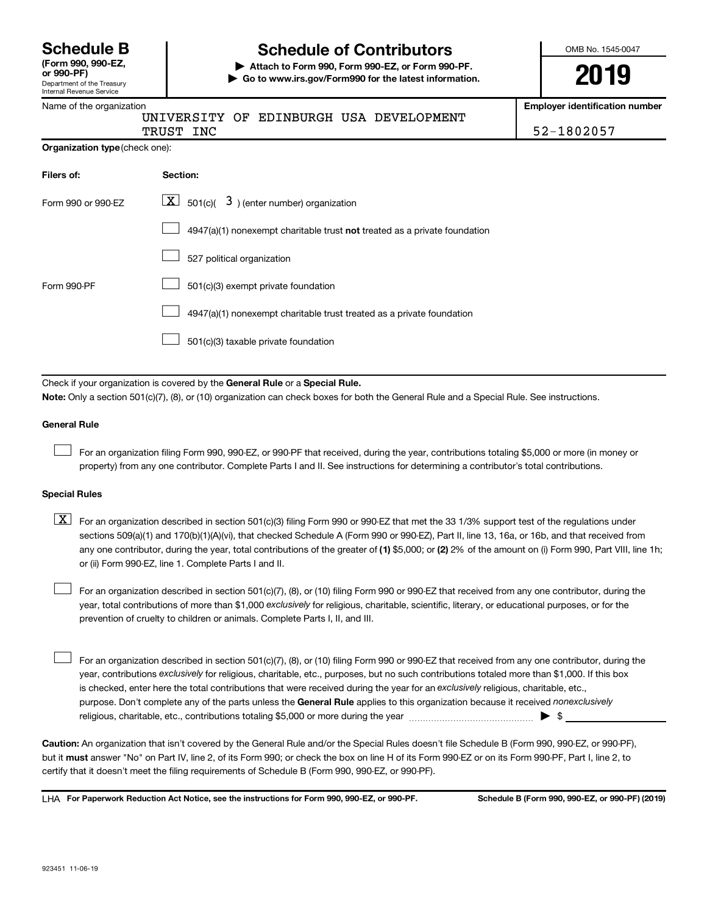**Schedule B** (Form 990, 990-EZ, or 990-PF)

Department of the Treasury
Internal Revenue Service

# Schedule of Contributors

▶ Attach to Form 990, Form 990-EZ, or Form 990-PF.
▶ Go to www.irs.gov/Form990 for the latest information.

OMB No. 1545-0047

**2019**

| Name of the organization | Employer identification number |
|---|---|
| UNIVERSITY OF EDINBURGH USA DEVELOPMENT TRUST INC | 52-1802057 |

**Organization type** (check one):

| Filers of: | Section: |
|---|---|
| Form 990 or 990-EZ | [X] 501(c)( 3 ) (enter number) organization |
| | [ ] 4947(a)(1) nonexempt charitable trust **not** treated as a private foundation |
| | [ ] 527 political organization |
| Form 990-PF | [ ] 501(c)(3) exempt private foundation |
| | [ ] 4947(a)(1) nonexempt charitable trust treated as a private foundation |
| | [ ] 501(c)(3) taxable private foundation |

Check if your organization is covered by the **General Rule** or a **Special Rule.**

**Note:** Only a section 501(c)(7), (8), or (10) organization can check boxes for both the General Rule and a Special Rule. See instructions.

**General Rule**

[ ] For an organization filing Form 990, 990-EZ, or 990-PF that received, during the year, contributions totaling $5,000 or more (in money or property) from any one contributor. Complete Parts I and II. See instructions for determining a contributor's total contributions.

**Special Rules**

[X] For an organization described in section 501(c)(3) filing Form 990 or 990-EZ that met the 33 1/3% support test of the regulations under sections 509(a)(1) and 170(b)(1)(A)(vi), that checked Schedule A (Form 990 or 990-EZ), Part II, line 13, 16a, or 16b, and that received from any one contributor, during the year, total contributions of the greater of **(1)** $5,000; or **(2)** 2% of the amount on (i) Form 990, Part VIII, line 1h; or (ii) Form 990-EZ, line 1. Complete Parts I and II.

[ ] For an organization described in section 501(c)(7), (8), or (10) filing Form 990 or 990-EZ that received from any one contributor, during the year, total contributions of more than $1,000 *exclusively* for religious, charitable, scientific, literary, or educational purposes, or for the prevention of cruelty to children or animals. Complete Parts I, II, and III.

[ ] For an organization described in section 501(c)(7), (8), or (10) filing Form 990 or 990-EZ that received from any one contributor, during the year, contributions *exclusively* for religious, charitable, etc., purposes, but no such contributions totaled more than $1,000. If this box is checked, enter here the total contributions that were received during the year for an *exclusively* religious, charitable, etc., purpose. Don't complete any of the parts unless the **General Rule** applies to this organization because it received *nonexclusively* religious, charitable, etc., contributions totaling $5,000 or more during the year ▶ $ ______________

**Caution:** An organization that isn't covered by the General Rule and/or the Special Rules doesn't file Schedule B (Form 990, 990-EZ, or 990-PF), but it **must** answer "No" on Part IV, line 2, of its Form 990; or check the box on line H of its Form 990-EZ or on its Form 990-PF, Part I, line 2, to certify that it doesn't meet the filing requirements of Schedule B (Form 990, 990-EZ, or 990-PF).

LHA **For Paperwork Reduction Act Notice, see the instructions for Form 990, 990-EZ, or 990-PF.** **Schedule B (Form 990, 990-EZ, or 990-PF) (2019)**

923451 11-06-19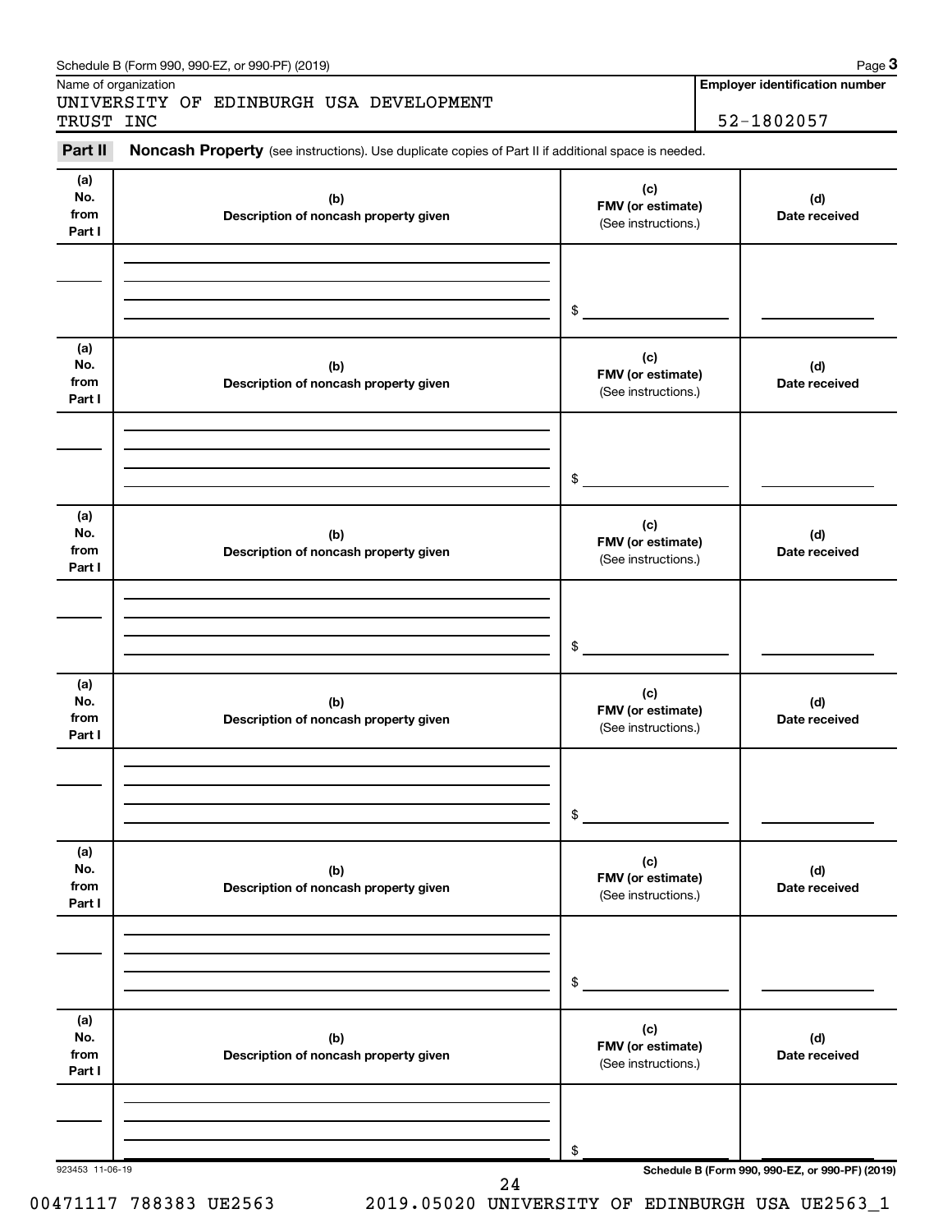Schedule B (Form 990, 990-EZ, or 990-PF) (2019)

Name of organization

UNIVERSITY OF EDINBURGH USA DEVELOPMENT TRUST INC

**Employer identification number**

52-1802057

**Part II** **Noncash Property** (see instructions). Use duplicate copies of Part II if additional space is needed.

| (a) No. from Part I | (b) Description of noncash property given | (c) FMV (or estimate) (See instructions.) | (d) Date received |
|---|---|---|---|
| | | $ | |

| (a) No. from Part I | (b) Description of noncash property given | (c) FMV (or estimate) (See instructions.) | (d) Date received |
|---|---|---|---|
| | | $ | |

| (a) No. from Part I | (b) Description of noncash property given | (c) FMV (or estimate) (See instructions.) | (d) Date received |
|---|---|---|---|
| | | $ | |

| (a) No. from Part I | (b) Description of noncash property given | (c) FMV (or estimate) (See instructions.) | (d) Date received |
|---|---|---|---|
| | | $ | |

| (a) No. from Part I | (b) Description of noncash property given | (c) FMV (or estimate) (See instructions.) | (d) Date received |
|---|---|---|---|
| | | $ | |

| (a) No. from Part I | (b) Description of noncash property given | (c) FMV (or estimate) (See instructions.) | (d) Date received |
|---|---|---|---|
| | | $ | |

923453 11-06-19

Schedule B (Form 990, 990-EZ, or 990-PF) (2019)

00471117 788383 UE2563 2019.05020 UNIVERSITY OF EDINBURGH USA UE2563_1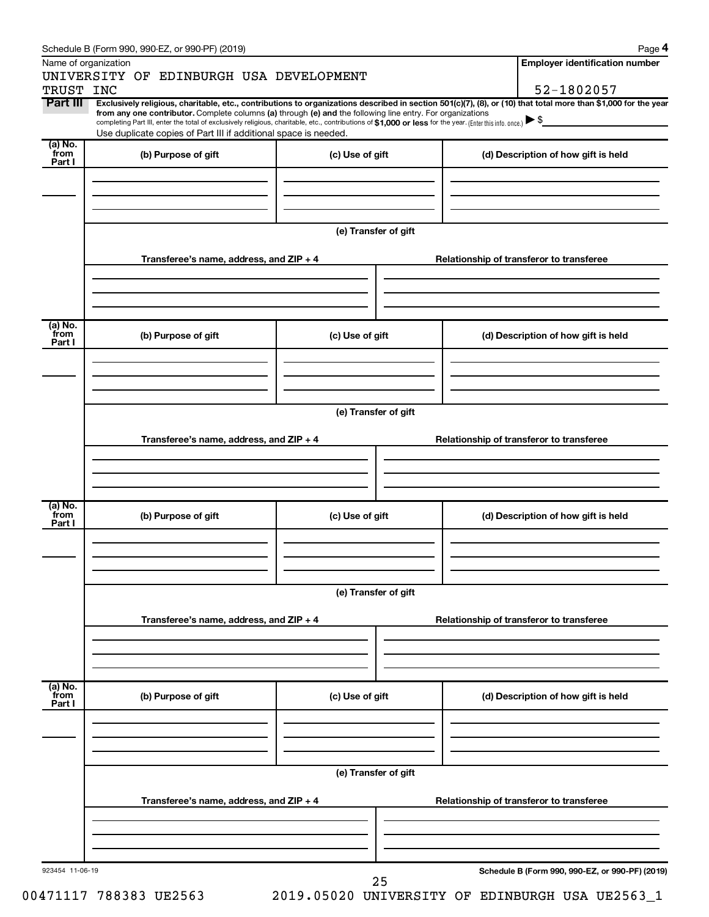Schedule B (Form 990, 990-EZ, or 990-PF) (2019)

Name of organization

UNIVERSITY OF EDINBURGH USA DEVELOPMENT TRUST INC

**Employer identification number**

52-1802057

**Part III** **Exclusively religious, charitable, etc., contributions to organizations described in section 501(c)(7), (8), or (10) that total more than $1,000 for the year from any one contributor.** Complete columns **(a)** through **(e)** and the following line entry. For organizations completing Part III, enter the total of exclusively religious, charitable, etc., contributions of **$1,000 or less** for the year. (Enter this info. once.) ▶ $

Use duplicate copies of Part III if additional space is needed.

| (a) No. from Part I | (b) Purpose of gift | (c) Use of gift | (d) Description of how gift is held |
|---|---|---|---|
| | | | |

**(e) Transfer of gift**

| Transferee's name, address, and ZIP + 4 | Relationship of transferor to transferee |
|---|---|
| | |

| (a) No. from Part I | (b) Purpose of gift | (c) Use of gift | (d) Description of how gift is held |
|---|---|---|---|
| | | | |

**(e) Transfer of gift**

| Transferee's name, address, and ZIP + 4 | Relationship of transferor to transferee |
|---|---|
| | |

| (a) No. from Part I | (b) Purpose of gift | (c) Use of gift | (d) Description of how gift is held |
|---|---|---|---|
| | | | |

**(e) Transfer of gift**

| Transferee's name, address, and ZIP + 4 | Relationship of transferor to transferee |
|---|---|
| | |

| (a) No. from Part I | (b) Purpose of gift | (c) Use of gift | (d) Description of how gift is held |
|---|---|---|---|
| | | | |

**(e) Transfer of gift**

| Transferee's name, address, and ZIP + 4 | Relationship of transferor to transferee |
|---|---|
| | |

923454 11-06-19

**Schedule B (Form 990, 990-EZ, or 990-PF) (2019)**

00471117 788383 UE2563 2019.05020 UNIVERSITY OF EDINBURGH USA UE2563_1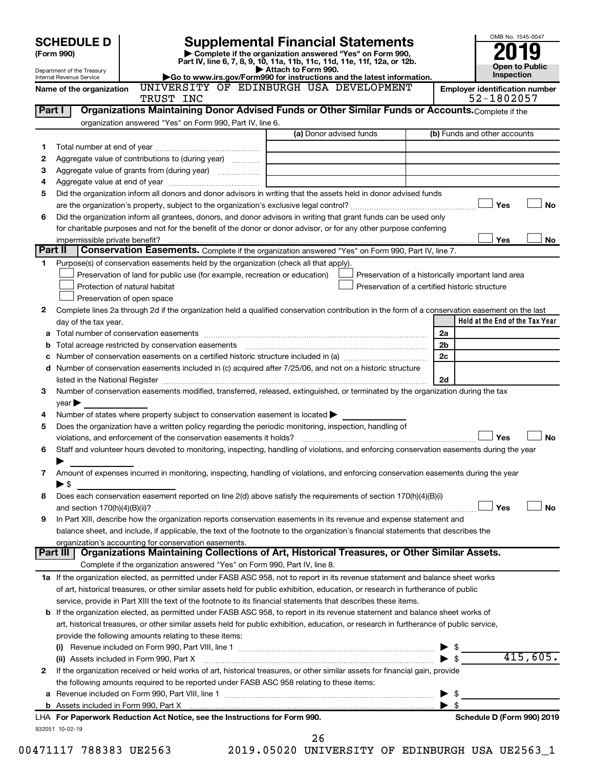# SCHEDULE D (Form 990)

Department of the Treasury
Internal Revenue Service

# Supplemental Financial Statements

▶ Complete if the organization answered "Yes" on Form 990, Part IV, line 6, 7, 8, 9, 10, 11a, 11b, 11c, 11d, 11e, 11f, 12a, or 12b.
▶ Attach to Form 990.
▶Go to www.irs.gov/Form990 for instructions and the latest information.

OMB No. 1545-0047

**2019**

**Open to Public Inspection**

Name of the organization: UNIVERSITY OF EDINBURGH USA DEVELOPMENT TRUST INC

Employer identification number: 52-1802057

## Part I — Organizations Maintaining Donor Advised Funds or Other Similar Funds or Accounts.
Complete if the organization answered "Yes" on Form 990, Part IV, line 6.

| | | (a) Donor advised funds | (b) Funds and other accounts |
|---|---|---|---|
| 1 | Total number at end of year | | |
| 2 | Aggregate value of contributions to (during year) | | |
| 3 | Aggregate value of grants from (during year) | | |
| 4 | Aggregate value at end of year | | |

5 Did the organization inform all donors and donor advisors in writing that the assets held in donor advised funds are the organization's property, subject to the organization's exclusive legal control? ☐ Yes ☐ No

6 Did the organization inform all grantees, donors, and donor advisors in writing that grant funds can be used only for charitable purposes and not for the benefit of the donor or donor advisor, or for any other purpose conferring impermissible private benefit? ☐ Yes ☐ No

## Part II — Conservation Easements.
Complete if the organization answered "Yes" on Form 990, Part IV, line 7.

1 Purpose(s) of conservation easements held by the organization (check all that apply).

- ☐ Preservation of land for public use (for example, recreation or education)
- ☐ Protection of natural habitat
- ☐ Preservation of open space
- ☐ Preservation of a historically important land area
- ☐ Preservation of a certified historic structure

2 Complete lines 2a through 2d if the organization held a qualified conservation contribution in the form of a conservation easement on the last day of the tax year.

| | | | Held at the End of the Tax Year |
|---|---|---|---|
| a | Total number of conservation easements | 2a | |
| b | Total acreage restricted by conservation easements | 2b | |
| c | Number of conservation easements on a certified historic structure included in (a) | 2c | |
| d | Number of conservation easements included in (c) acquired after 7/25/06, and not on a historic structure listed in the National Register | 2d | |

3 Number of conservation easements modified, transferred, released, extinguished, or terminated by the organization during the tax year ▶

4 Number of states where property subject to conservation easement is located ▶

5 Does the organization have a written policy regarding the periodic monitoring, inspection, handling of violations, and enforcement of the conservation easements it holds? ☐ Yes ☐ No

6 Staff and volunteer hours devoted to monitoring, inspecting, handling of violations, and enforcing conservation easements during the year ▶

7 Amount of expenses incurred in monitoring, inspecting, handling of violations, and enforcing conservation easements during the year ▶ $

8 Does each conservation easement reported on line 2(d) above satisfy the requirements of section 170(h)(4)(B)(i) and section 170(h)(4)(B)(ii)? ☐ Yes ☐ No

9 In Part XIII, describe how the organization reports conservation easements in its revenue and expense statement and balance sheet, and include, if applicable, the text of the footnote to the organization's financial statements that describes the organization's accounting for conservation easements.

## Part III — Organizations Maintaining Collections of Art, Historical Treasures, or Other Similar Assets.
Complete if the organization answered "Yes" on Form 990, Part IV, line 8.

1a If the organization elected, as permitted under FASB ASC 958, not to report in its revenue statement and balance sheet works of art, historical treasures, or other similar assets held for public exhibition, education, or research in furtherance of public service, provide in Part XIII the text of the footnote to its financial statements that describes these items.

b If the organization elected, as permitted under FASB ASC 958, to report in its revenue statement and balance sheet works of art, historical treasures, or other similar assets held for public exhibition, education, or research in furtherance of public service, provide the following amounts relating to these items:

(i) Revenue included on Form 990, Part VIII, line 1 ▶ $

(ii) Assets included in Form 990, Part X ▶ $ 415,605.

2 If the organization received or held works of art, historical treasures, or other similar assets for financial gain, provide the following amounts required to be reported under FASB ASC 958 relating to these items:

a Revenue included on Form 990, Part VIII, line 1 ▶ $

b Assets included in Form 990, Part X ▶ $

LHA For Paperwork Reduction Act Notice, see the Instructions for Form 990. Schedule D (Form 990) 2019

932051 10-02-19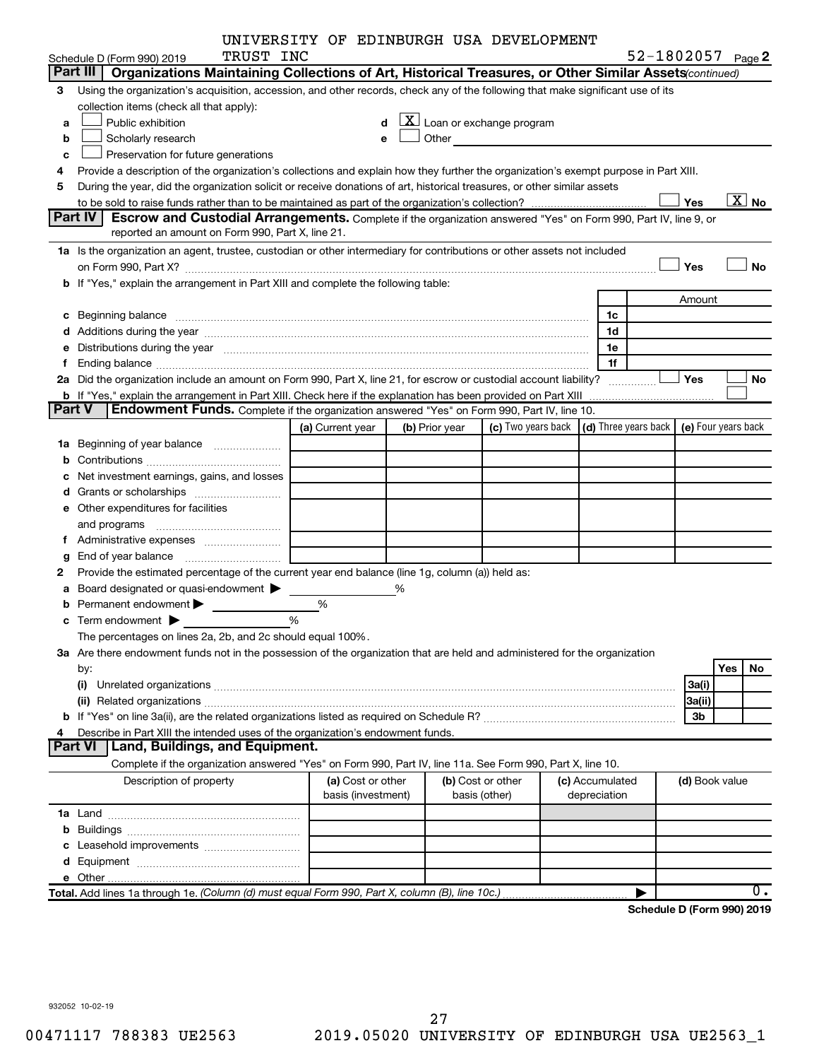Schedule D (Form 990) 2019 UNIVERSITY OF EDINBURGH USA DEVELOPMENT TRUST INC 52-1802057 Page 2

## Part III Organizations Maintaining Collections of Art, Historical Treasures, or Other Similar Assets *(continued)*

3 Using the organization's acquisition, accession, and other records, check any of the following that make significant use of its collection items (check all that apply):

a ☐ Public exhibition
b ☐ Scholarly research
c ☐ Preservation for future generations
d ☒ Loan or exchange program
e ☐ Other

4 Provide a description of the organization's collections and explain how they further the organization's exempt purpose in Part XIII.

5 During the year, did the organization solicit or receive donations of art, historical treasures, or other similar assets to be sold to raise funds rather than to be maintained as part of the organization's collection? ☐ Yes ☒ No

## Part IV Escrow and Custodial Arrangements.

Complete if the organization answered "Yes" on Form 990, Part IV, line 9, or reported an amount on Form 990, Part X, line 21.

1a Is the organization an agent, trustee, custodian or other intermediary for contributions or other assets not included on Form 990, Part X? ☐ Yes ☐ No

b If "Yes," explain the arrangement in Part XIII and complete the following table:

| | | Amount |
|---|---|---|
| c Beginning balance | 1c | |
| d Additions during the year | 1d | |
| e Distributions during the year | 1e | |
| f Ending balance | 1f | |

2a Did the organization include an amount on Form 990, Part X, line 21, for escrow or custodial account liability? ☐ Yes ☐ No

b If "Yes," explain the arrangement in Part XIII. Check here if the explanation has been provided on Part XIII ☐

## Part V Endowment Funds.

Complete if the organization answered "Yes" on Form 990, Part IV, line 10.

| | (a) Current year | (b) Prior year | (c) Two years back | (d) Three years back | (e) Four years back |
|---|---|---|---|---|---|
| 1a Beginning of year balance | | | | | |
| b Contributions | | | | | |
| c Net investment earnings, gains, and losses | | | | | |
| d Grants or scholarships | | | | | |
| e Other expenditures for facilities and programs | | | | | |
| f Administrative expenses | | | | | |
| g End of year balance | | | | | |

2 Provide the estimated percentage of the current year end balance (line 1g, column (a)) held as:

a Board designated or quasi-endowment ▶ %
b Permanent endowment ▶ %
c Term endowment ▶ %

The percentages on lines 2a, 2b, and 2c should equal 100%.

3a Are there endowment funds not in the possession of the organization that are held and administered for the organization by:

| | | Yes | No |
|---|---|---|---|
| (i) Unrelated organizations | 3a(i) | | |
| (ii) Related organizations | 3a(ii) | | |
| b If "Yes" on line 3a(ii), are the related organizations listed as required on Schedule R? | 3b | | |

4 Describe in Part XIII the intended uses of the organization's endowment funds.

## Part VI Land, Buildings, and Equipment.

Complete if the organization answered "Yes" on Form 990, Part IV, line 11a. See Form 990, Part X, line 10.

| Description of property | (a) Cost or other basis (investment) | (b) Cost or other basis (other) | (c) Accumulated depreciation | (d) Book value |
|---|---|---|---|---|
| 1a Land | | | | |
| b Buildings | | | | |
| c Leasehold improvements | | | | |
| d Equipment | | | | |
| e Other | | | | |

**Total.** Add lines 1a through 1e. *(Column (d) must equal Form 990, Part X, column (B), line 10c.)* ▶ 0.

**Schedule D (Form 990) 2019**

932052 10-02-19

00471117 788383 UE2563 2019.05020 UNIVERSITY OF EDINBURGH USA UE2563_1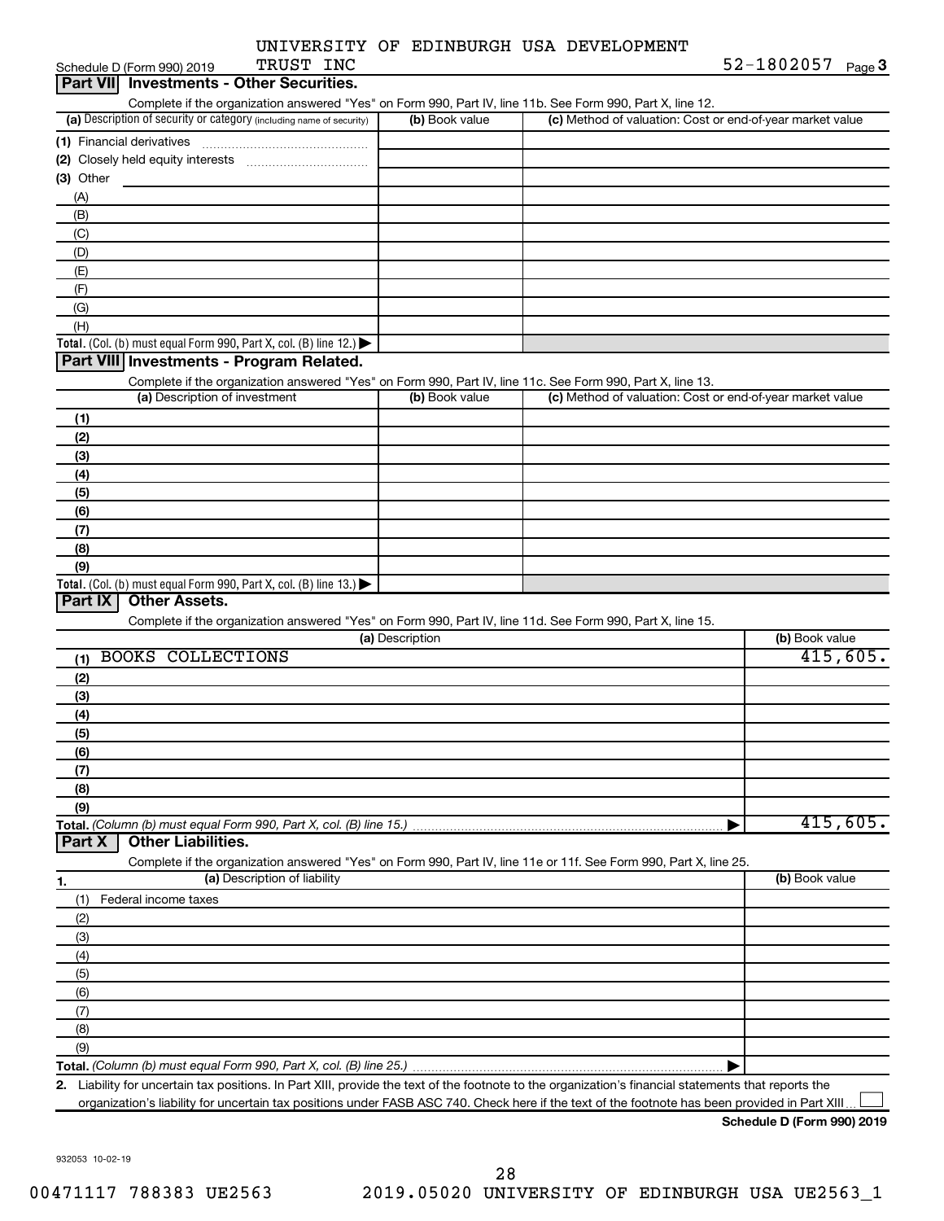Schedule D (Form 990) 2019 UNIVERSITY OF EDINBURGH USA DEVELOPMENT TRUST INC 52-1802057 Page 3

## Part VII Investments - Other Securities.

Complete if the organization answered "Yes" on Form 990, Part IV, line 11b. See Form 990, Part X, line 12.

| (a) Description of security or category (including name of security) | (b) Book value | (c) Method of valuation: Cost or end-of-year market value |
|---|---|---|
| (1) Financial derivatives | | |
| (2) Closely held equity interests | | |
| (3) Other | | |
| (A) | | |
| (B) | | |
| (C) | | |
| (D) | | |
| (E) | | |
| (F) | | |
| (G) | | |
| (H) | | |
| **Total.** (Col. (b) must equal Form 990, Part X, col. (B) line 12.) | | |

## Part VIII Investments - Program Related.

Complete if the organization answered "Yes" on Form 990, Part IV, line 11c. See Form 990, Part X, line 13.

| (a) Description of investment | (b) Book value | (c) Method of valuation: Cost or end-of-year market value |
|---|---|---|
| (1) | | |
| (2) | | |
| (3) | | |
| (4) | | |
| (5) | | |
| (6) | | |
| (7) | | |
| (8) | | |
| (9) | | |
| **Total.** (Col. (b) must equal Form 990, Part X, col. (B) line 13.) | | |

## Part IX Other Assets.

Complete if the organization answered "Yes" on Form 990, Part IV, line 11d. See Form 990, Part X, line 15.

| (a) Description | (b) Book value |
|---|---|
| (1) BOOKS COLLECTIONS | 415,605. |
| (2) | |
| (3) | |
| (4) | |
| (5) | |
| (6) | |
| (7) | |
| (8) | |
| (9) | |
| **Total.** *(Column (b) must equal Form 990, Part X, col. (B) line 15.)* | 415,605. |

## Part X Other Liabilities.

Complete if the organization answered "Yes" on Form 990, Part IV, line 11e or 11f. See Form 990, Part X, line 25.

| 1. (a) Description of liability | (b) Book value |
|---|---|
| (1) Federal income taxes | |
| (2) | |
| (3) | |
| (4) | |
| (5) | |
| (6) | |
| (7) | |
| (8) | |
| (9) | |
| **Total.** *(Column (b) must equal Form 990, Part X, col. (B) line 25.)* | |

**2.** Liability for uncertain tax positions. In Part XIII, provide the text of the footnote to the organization's financial statements that reports the organization's liability for uncertain tax positions under FASB ASC 740. Check here if the text of the footnote has been provided in Part XIII ☐

**Schedule D (Form 990) 2019**

932053 10-02-19

00471117 788383 UE2563 2019.05020 UNIVERSITY OF EDINBURGH USA UE2563_1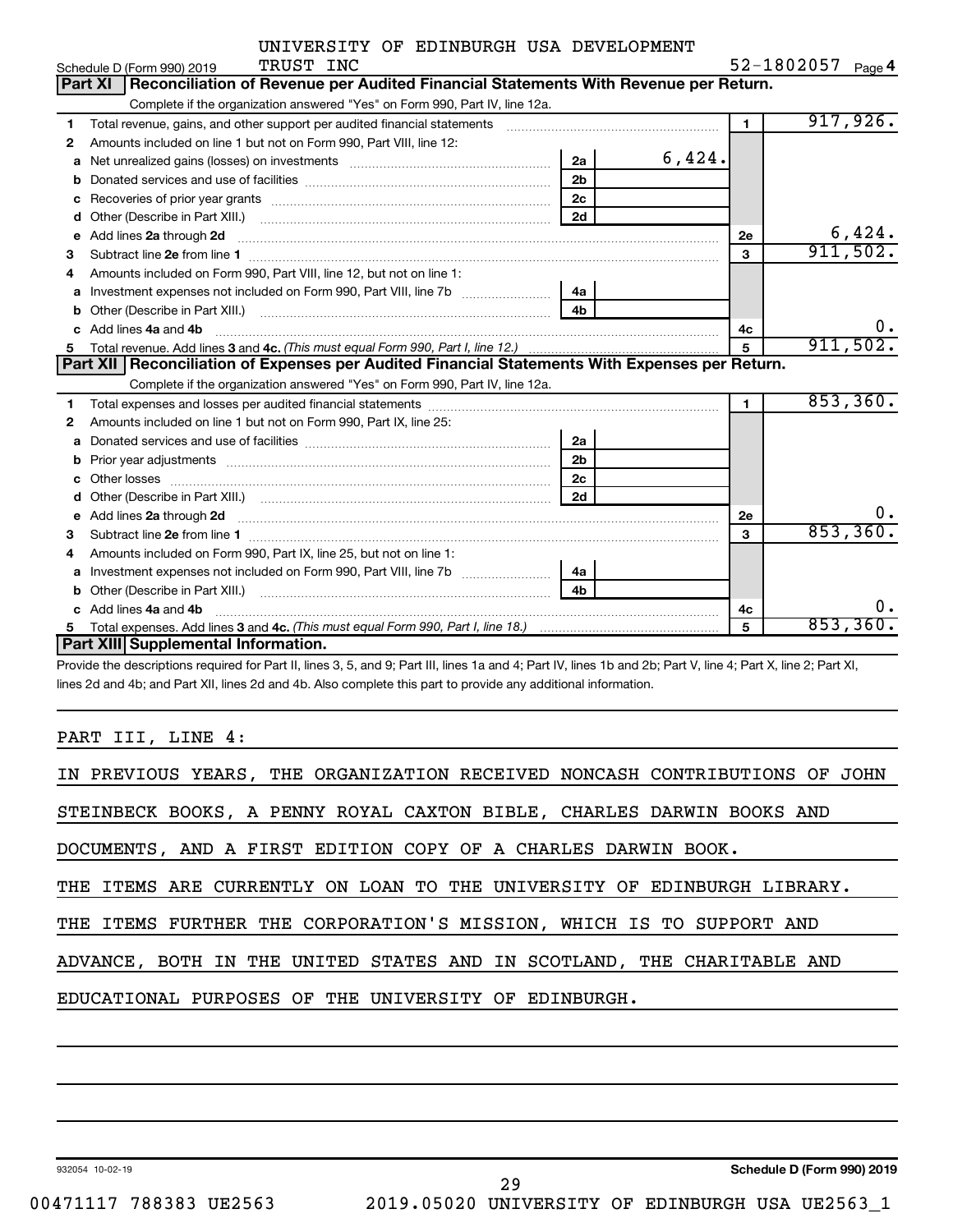UNIVERSITY OF EDINBURGH USA DEVELOPMENT TRUST INC

Schedule D (Form 990) 2019 — 52-1802057 Page 4

## Part XI Reconciliation of Revenue per Audited Financial Statements With Revenue per Return.

Complete if the organization answered "Yes" on Form 990, Part IV, line 12a.

| Line | Description | Sub-line | Sub-amount | Line | Amount |
|---|---|---|---|---|---|
| 1 | Total revenue, gains, and other support per audited financial statements | | | 1 | 917,926. |
| 2 | Amounts included on line 1 but not on Form 990, Part VIII, line 12: | | | | |
| a | Net unrealized gains (losses) on investments | 2a | 6,424. | | |
| b | Donated services and use of facilities | 2b | | | |
| c | Recoveries of prior year grants | 2c | | | |
| d | Other (Describe in Part XIII.) | 2d | | | |
| e | Add lines 2a through 2d | | | 2e | 6,424. |
| 3 | Subtract line 2e from line 1 | | | 3 | 911,502. |
| 4 | Amounts included on Form 990, Part VIII, line 12, but not on line 1: | | | | |
| a | Investment expenses not included on Form 990, Part VIII, line 7b | 4a | | | |
| b | Other (Describe in Part XIII.) | 4b | | | |
| c | Add lines 4a and 4b | | | 4c | 0. |
| 5 | Total revenue. Add lines 3 and 4c. *(This must equal Form 990, Part I, line 12.)* | | | 5 | 911,502. |

## Part XII Reconciliation of Expenses per Audited Financial Statements With Expenses per Return.

Complete if the organization answered "Yes" on Form 990, Part IV, line 12a.

| Line | Description | Sub-line | Sub-amount | Line | Amount |
|---|---|---|---|---|---|
| 1 | Total expenses and losses per audited financial statements | | | 1 | 853,360. |
| 2 | Amounts included on line 1 but not on Form 990, Part IX, line 25: | | | | |
| a | Donated services and use of facilities | 2a | | | |
| b | Prior year adjustments | 2b | | | |
| c | Other losses | 2c | | | |
| d | Other (Describe in Part XIII.) | 2d | | | |
| e | Add lines 2a through 2d | | | 2e | 0. |
| 3 | Subtract line 2e from line 1 | | | 3 | 853,360. |
| 4 | Amounts included on Form 990, Part IX, line 25, but not on line 1: | | | | |
| a | Investment expenses not included on Form 990, Part VIII, line 7b | 4a | | | |
| b | Other (Describe in Part XIII.) | 4b | | | |
| c | Add lines 4a and 4b | | | 4c | 0. |
| 5 | Total expenses. Add lines 3 and 4c. *(This must equal Form 990, Part I, line 18.)* | | | 5 | 853,360. |

## Part XIII Supplemental Information.

Provide the descriptions required for Part II, lines 3, 5, and 9; Part III, lines 1a and 4; Part IV, lines 1b and 2b; Part V, line 4; Part X, line 2; Part XI, lines 2d and 4b; and Part XII, lines 2d and 4b. Also complete this part to provide any additional information.

PART III, LINE 4:

IN PREVIOUS YEARS, THE ORGANIZATION RECEIVED NONCASH CONTRIBUTIONS OF JOHN STEINBECK BOOKS, A PENNY ROYAL CAXTON BIBLE, CHARLES DARWIN BOOKS AND DOCUMENTS, AND A FIRST EDITION COPY OF A CHARLES DARWIN BOOK.

THE ITEMS ARE CURRENTLY ON LOAN TO THE UNIVERSITY OF EDINBURGH LIBRARY.

THE ITEMS FURTHER THE CORPORATION'S MISSION, WHICH IS TO SUPPORT AND ADVANCE, BOTH IN THE UNITED STATES AND IN SCOTLAND, THE CHARITABLE AND EDUCATIONAL PURPOSES OF THE UNIVERSITY OF EDINBURGH.

932054 10-02-19 — Schedule D (Form 990) 2019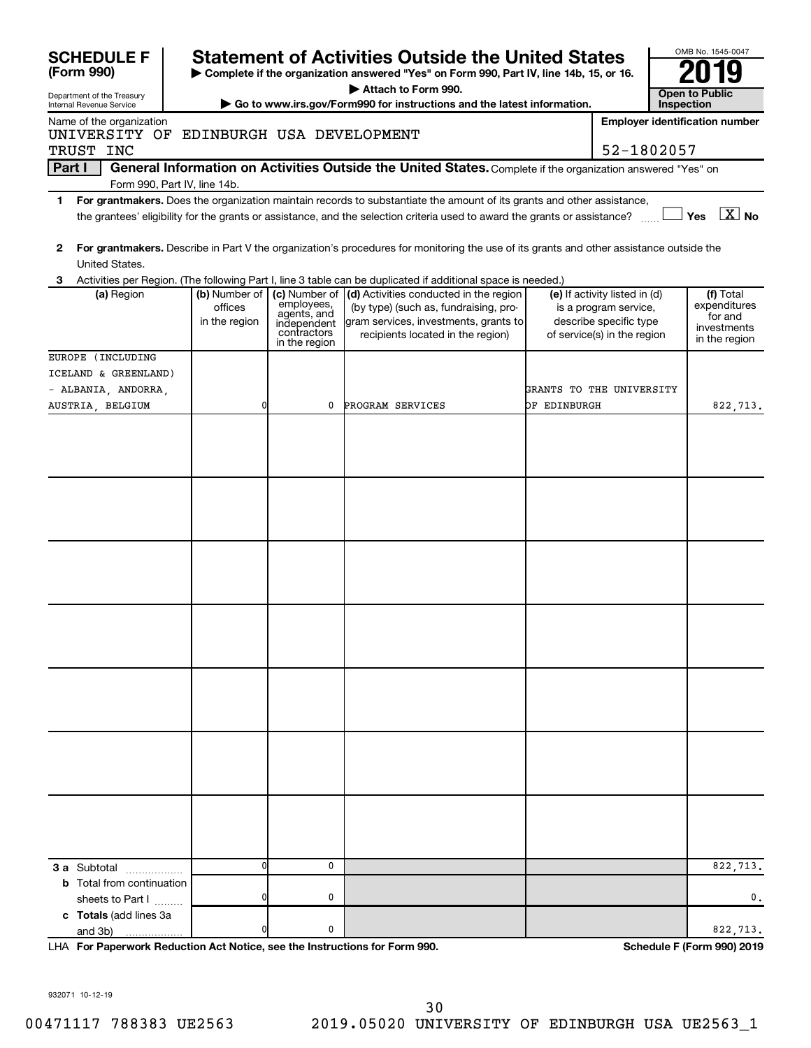**SCHEDULE F (Form 990)**

Department of the Treasury
Internal Revenue Service

# Statement of Activities Outside the United States

▶ Complete if the organization answered "Yes" on Form 990, Part IV, line 14b, 15, or 16.
▶ Attach to Form 990.
▶ Go to www.irs.gov/Form990 for instructions and the latest information.

OMB No. 1545-0047

**2019**

**Open to Public Inspection**

Name of the organization: UNIVERSITY OF EDINBURGH USA DEVELOPMENT TRUST INC

Employer identification number: 52-1802057

**Part I** **General Information on Activities Outside the United States.** Complete if the organization answered "Yes" on Form 990, Part IV, line 14b.

1 **For grantmakers.** Does the organization maintain records to substantiate the amount of its grants and other assistance, the grantees' eligibility for the grants or assistance, and the selection criteria used to award the grants or assistance? ☐ Yes ☒ No

2 **For grantmakers.** Describe in Part V the organization's procedures for monitoring the use of its grants and other assistance outside the United States.

3 Activities per Region. (The following Part I, line 3 table can be duplicated if additional space is needed.)

| (a) Region | (b) Number of offices in the region | (c) Number of employees, agents, and independent contractors in the region | (d) Activities conducted in the region (by type) (such as, fundraising, program services, investments, grants to recipients located in the region) | (e) If activity listed in (d) is a program service, describe specific type of service(s) in the region | (f) Total expenditures for and investments in the region |
|---|---|---|---|---|---|
| EUROPE (INCLUDING ICELAND & GREENLAND) - ALBANIA, ANDORRA, AUSTRIA, BELGIUM | 0 | 0 | PROGRAM SERVICES | GRANTS TO THE UNIVERSITY OF EDINBURGH | 822,713. |
| | | | | | |
| | | | | | |
| | | | | | |
| | | | | | |
| | | | | | |
| | | | | | |
| | | | | | |
| **3 a** Subtotal | 0 | 0 | | | 822,713. |
| **b** Total from continuation sheets to Part I | 0 | 0 | | | 0. |
| **c Totals** (add lines 3a and 3b) | 0 | 0 | | | 822,713. |

LHA **For Paperwork Reduction Act Notice, see the Instructions for Form 990.** **Schedule F (Form 990) 2019**

932071 10-12-19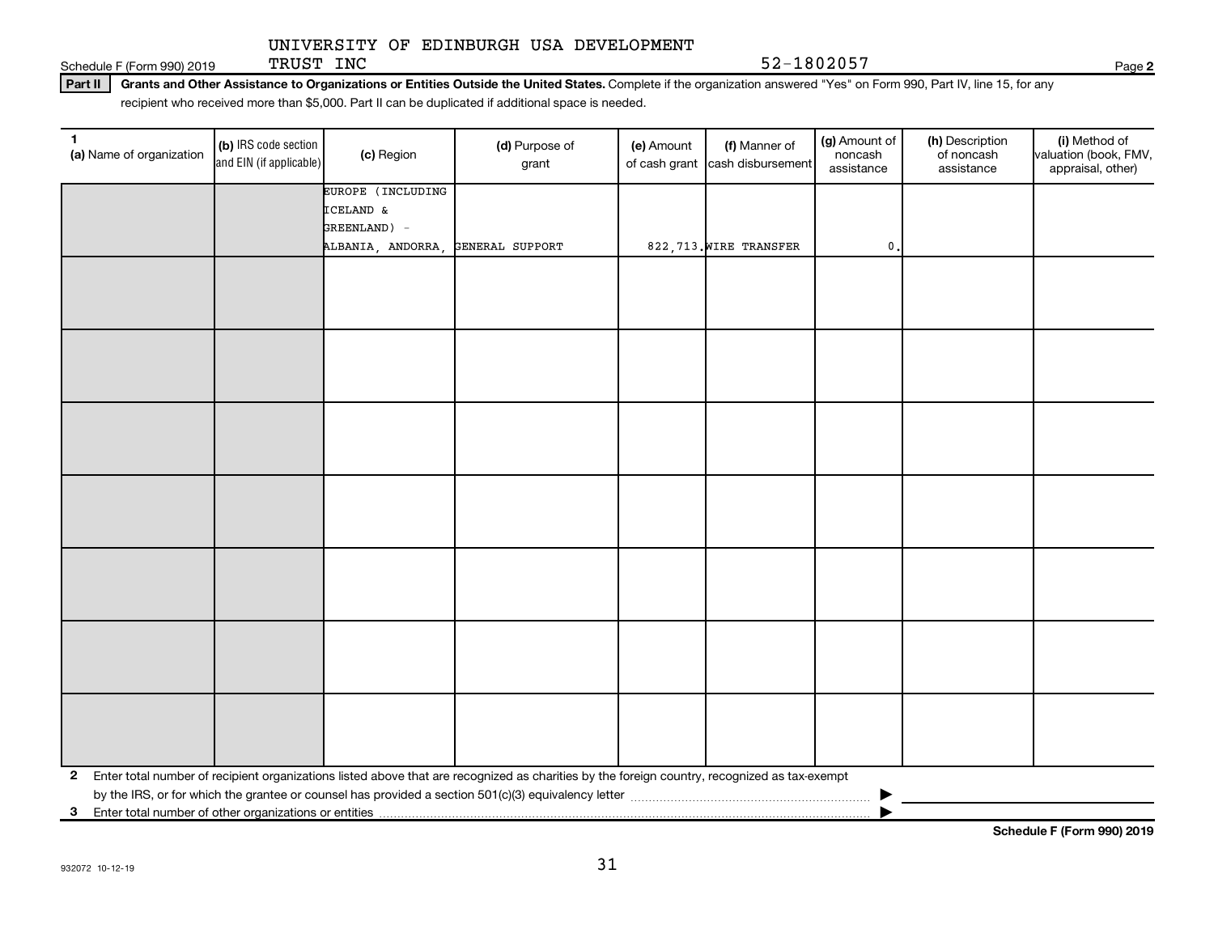UNIVERSITY OF EDINBURGH USA DEVELOPMENT TRUST INC — 52-1802057

**Part II** **Grants and Other Assistance to Organizations or Entities Outside the United States.** Complete if the organization answered "Yes" on Form 990, Part IV, line 15, for any recipient who received more than $5,000. Part II can be duplicated if additional space is needed.

| 1 (a) Name of organization | (b) IRS code section and EIN (if applicable) | (c) Region | (d) Purpose of grant | (e) Amount of cash grant | (f) Manner of cash disbursement | (g) Amount of noncash assistance | (h) Description of noncash assistance | (i) Method of valuation (book, FMV, appraisal, other) |
|---|---|---|---|---|---|---|---|---|
| | | EUROPE (INCLUDING ICELAND & GREENLAND) - ALBANIA, ANDORRA, | GENERAL SUPPORT | 822,713. | WIRE TRANSFER | 0. | | |
| | | | | | | | | |
| | | | | | | | | |
| | | | | | | | | |
| | | | | | | | | |
| | | | | | | | | |
| | | | | | | | | |
| | | | | | | | | |

**2** Enter total number of recipient organizations listed above that are recognized as charities by the foreign country, recognized as tax-exempt by the IRS, or for which the grantee or counsel has provided a section 501(c)(3) equivalency letter ▶

**3** Enter total number of other organizations or entities ▶

**Schedule F (Form 990) 2019**

932072 10-12-19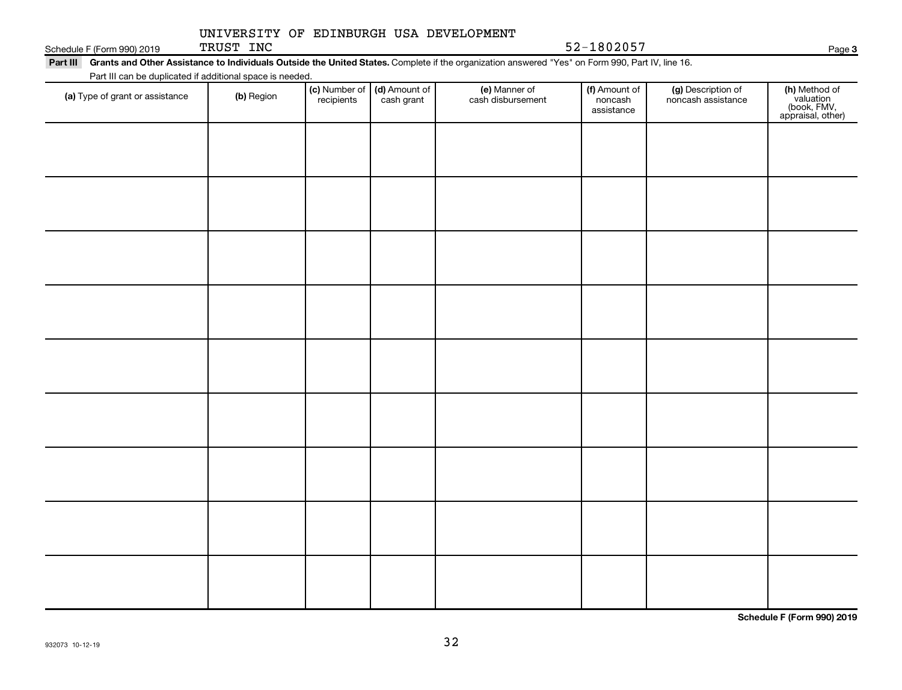Schedule F (Form 990) 2019 UNIVERSITY OF EDINBURGH USA DEVELOPMENT TRUST INC 52-1802057 Page 3

**Part III** **Grants and Other Assistance to Individuals Outside the United States.** Complete if the organization answered "Yes" on Form 990, Part IV, line 16.

Part III can be duplicated if additional space is needed.

| (a) Type of grant or assistance | (b) Region | (c) Number of recipients | (d) Amount of cash grant | (e) Manner of cash disbursement | (f) Amount of noncash assistance | (g) Description of noncash assistance | (h) Method of valuation (book, FMV, appraisal, other) |
|---|---|---|---|---|---|---|---|
| | | | | | | | |
| | | | | | | | |
| | | | | | | | |
| | | | | | | | |
| | | | | | | | |
| | | | | | | | |
| | | | | | | | |
| | | | | | | | |
| | | | | | | | |

**Schedule F (Form 990) 2019**

932073 10-12-19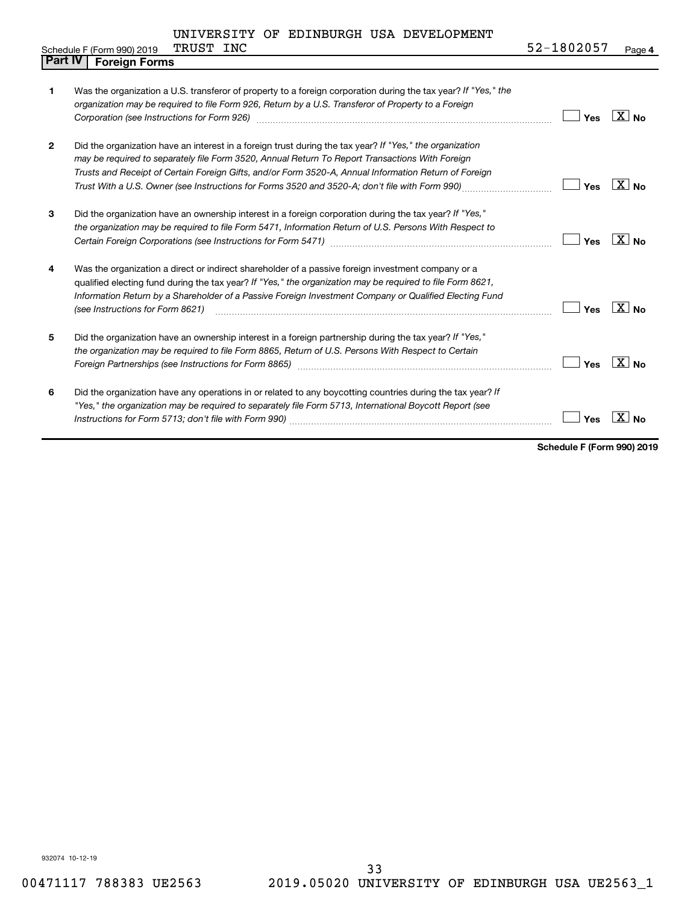Schedule F (Form 990) 2019 UNIVERSITY OF EDINBURGH USA DEVELOPMENT TRUST INC 52-1802057 Page 4

## Part IV Foreign Forms

| | | Yes | No |
|---|---|---|---|
| 1 | Was the organization a U.S. transferor of property to a foreign corporation during the tax year? *If "Yes," the organization may be required to file Form 926, Return by a U.S. Transferor of Property to a Foreign Corporation (see Instructions for Form 926)* | | X |
| 2 | Did the organization have an interest in a foreign trust during the tax year? *If "Yes," the organization may be required to separately file Form 3520, Annual Return To Report Transactions With Foreign Trusts and Receipt of Certain Foreign Gifts, and/or Form 3520-A, Annual Information Return of Foreign Trust With a U.S. Owner (see Instructions for Forms 3520 and 3520-A; don't file with Form 990)* | | X |
| 3 | Did the organization have an ownership interest in a foreign corporation during the tax year? *If "Yes," the organization may be required to file Form 5471, Information Return of U.S. Persons With Respect to Certain Foreign Corporations (see Instructions for Form 5471)* | | X |
| 4 | Was the organization a direct or indirect shareholder of a passive foreign investment company or a qualified electing fund during the tax year? *If "Yes," the organization may be required to file Form 8621, Information Return by a Shareholder of a Passive Foreign Investment Company or Qualified Electing Fund (see Instructions for Form 8621)* | | X |
| 5 | Did the organization have an ownership interest in a foreign partnership during the tax year? *If "Yes," the organization may be required to file Form 8865, Return of U.S. Persons With Respect to Certain Foreign Partnerships (see Instructions for Form 8865)* | | X |
| 6 | Did the organization have any operations in or related to any boycotting countries during the tax year? *If "Yes," the organization may be required to separately file Form 5713, International Boycott Report (see Instructions for Form 5713; don't file with Form 990)* | | X |

**Schedule F (Form 990) 2019**

932074 10-12-19

00471117 788383 UE2563 2019.05020 UNIVERSITY OF EDINBURGH USA UE2563_1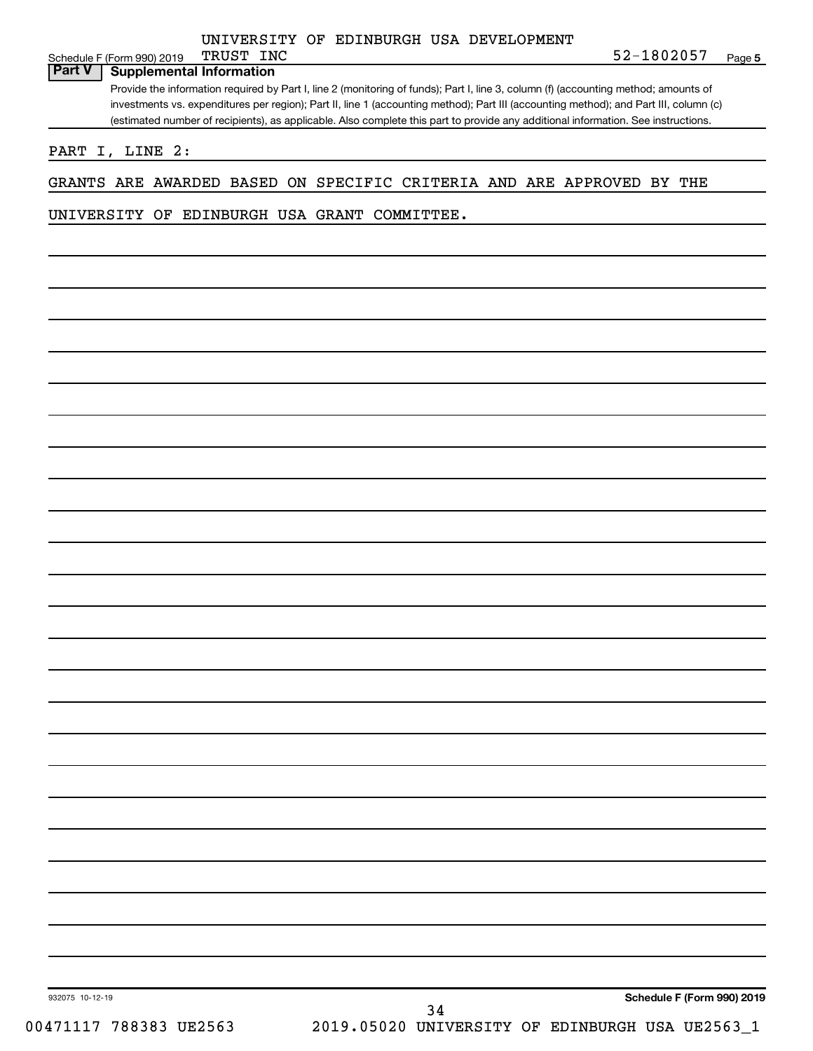UNIVERSITY OF EDINBURGH USA DEVELOPMENT TRUST INC 52-1802057

## Part V Supplemental Information

Provide the information required by Part I, line 2 (monitoring of funds); Part I, line 3, column (f) (accounting method; amounts of investments vs. expenditures per region); Part II, line 1 (accounting method); Part III (accounting method); and Part III, column (c) (estimated number of recipients), as applicable. Also complete this part to provide any additional information. See instructions.

PART I, LINE 2:

GRANTS ARE AWARDED BASED ON SPECIFIC CRITERIA AND ARE APPROVED BY THE UNIVERSITY OF EDINBURGH USA GRANT COMMITTEE.

932075 10-12-19

**Schedule F (Form 990) 2019**

00471117 788383 UE2563 2019.05020 UNIVERSITY OF EDINBURGH USA UE2563_1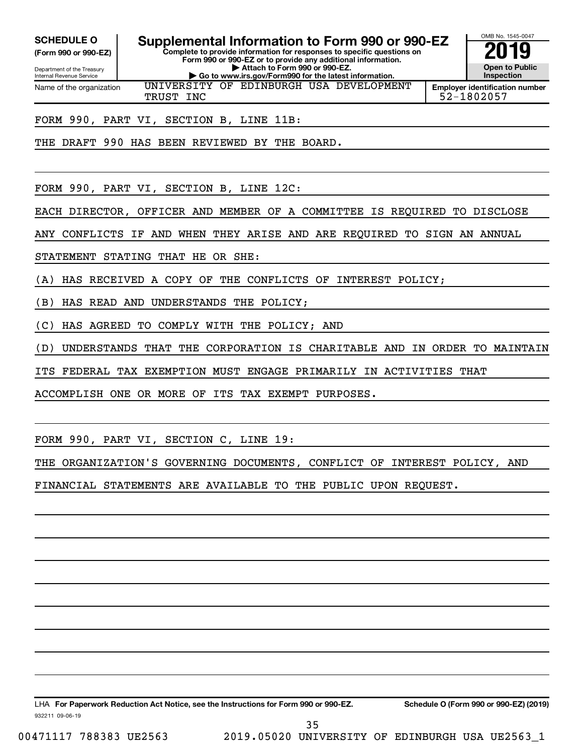**SCHEDULE O**
**(Form 990 or 990-EZ)**

Department of the Treasury
Internal Revenue Service

# Supplemental Information to Form 990 or 990-EZ

**Complete to provide information for responses to specific questions on Form 990 or 990-EZ or to provide any additional information.**
**▶ Attach to Form 990 or 990-EZ.**
**▶ Go to www.irs.gov/Form990 for the latest information.**

OMB No. 1545-0047
**2019**
**Open to Public Inspection**

| Name of the organization | Employer identification number |
|---|---|
| UNIVERSITY OF EDINBURGH USA DEVELOPMENT TRUST INC | 52-1802057 |

FORM 990, PART VI, SECTION B, LINE 11B:

THE DRAFT 990 HAS BEEN REVIEWED BY THE BOARD.

FORM 990, PART VI, SECTION B, LINE 12C:

EACH DIRECTOR, OFFICER AND MEMBER OF A COMMITTEE IS REQUIRED TO DISCLOSE ANY CONFLICTS IF AND WHEN THEY ARISE AND ARE REQUIRED TO SIGN AN ANNUAL STATEMENT STATING THAT HE OR SHE:

(A) HAS RECEIVED A COPY OF THE CONFLICTS OF INTEREST POLICY;

(B) HAS READ AND UNDERSTANDS THE POLICY;

(C) HAS AGREED TO COMPLY WITH THE POLICY; AND

(D) UNDERSTANDS THAT THE CORPORATION IS CHARITABLE AND IN ORDER TO MAINTAIN ITS FEDERAL TAX EXEMPTION MUST ENGAGE PRIMARILY IN ACTIVITIES THAT ACCOMPLISH ONE OR MORE OF ITS TAX EXEMPT PURPOSES.

FORM 990, PART VI, SECTION C, LINE 19:

THE ORGANIZATION'S GOVERNING DOCUMENTS, CONFLICT OF INTEREST POLICY, AND FINANCIAL STATEMENTS ARE AVAILABLE TO THE PUBLIC UPON REQUEST.

LHA **For Paperwork Reduction Act Notice, see the Instructions for Form 990 or 990-EZ.** **Schedule O (Form 990 or 990-EZ) (2019)**

932211 09-06-19

00471117 788383 UE2563 2019.05020 UNIVERSITY OF EDINBURGH USA UE2563_1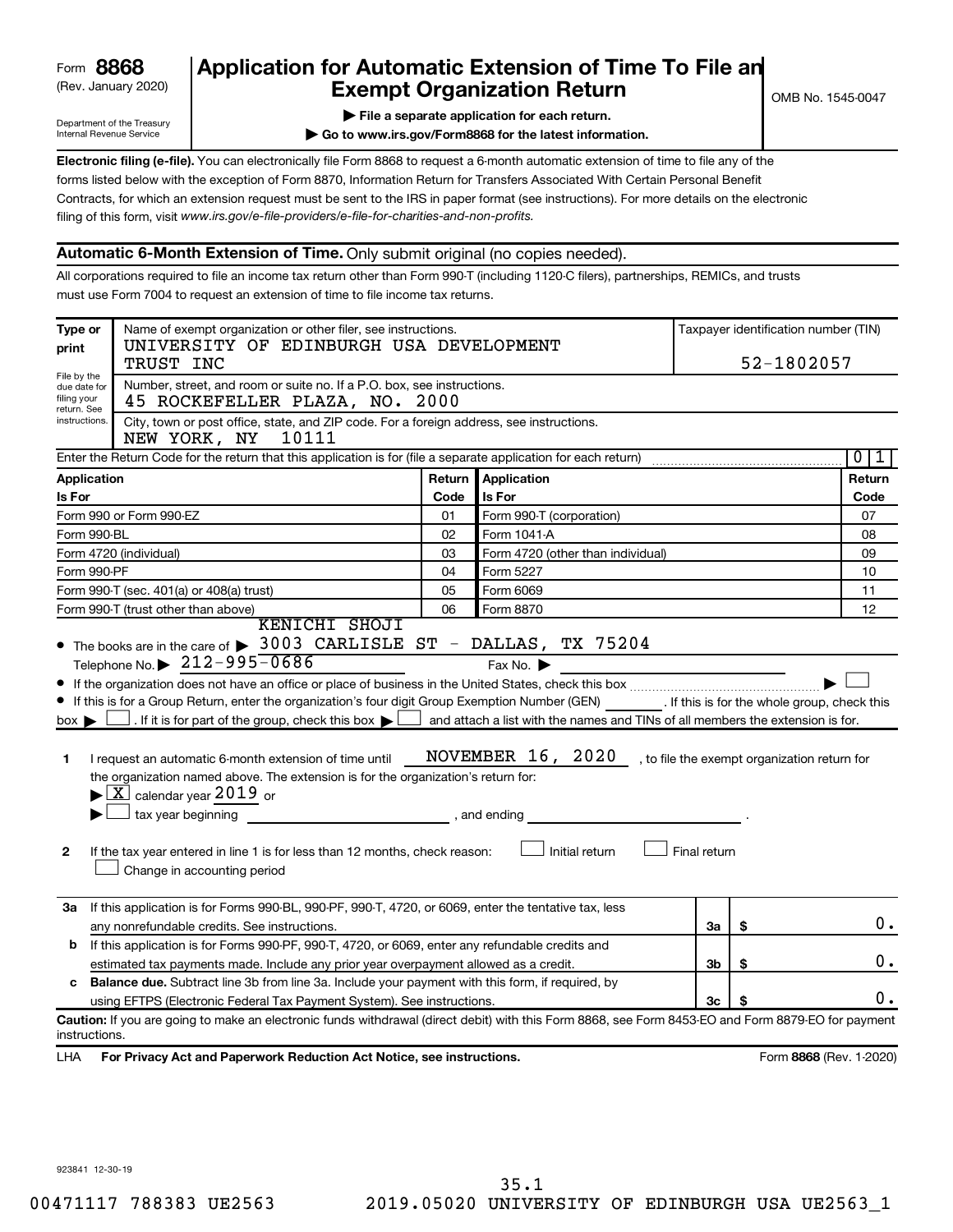Form **8868**
(Rev. January 2020)

Department of the Treasury
Internal Revenue Service

# Application for Automatic Extension of Time To File an Exempt Organization Return

▶ **File a separate application for each return.**

▶ **Go to www.irs.gov/Form8868 for the latest information.**

OMB No. 1545-0047

**Electronic filing (e-file).** You can electronically file Form 8868 to request a 6-month automatic extension of time to file any of the forms listed below with the exception of Form 8870, Information Return for Transfers Associated With Certain Personal Benefit Contracts, for which an extension request must be sent to the IRS in paper format (see instructions). For more details on the electronic filing of this form, visit *www.irs.gov/e-file-providers/e-file-for-charities-and-non-profits.*

## Automatic 6-Month Extension of Time. Only submit original (no copies needed).

All corporations required to file an income tax return other than Form 990-T (including 1120-C filers), partnerships, REMICs, and trusts must use Form 7004 to request an extension of time to file income tax returns.

**Type or print**

File by the due date for filing your return. See instructions.

Name of exempt organization or other filer, see instructions.
UNIVERSITY OF EDINBURGH USA DEVELOPMENT TRUST INC

Taxpayer identification number (TIN)
52-1802057

Number, street, and room or suite no. If a P.O. box, see instructions.
45 ROCKEFELLER PLAZA, NO. 2000

City, town or post office, state, and ZIP code. For a foreign address, see instructions.
NEW YORK, NY 10111

Enter the Return Code for the return that this application is for (file a separate application for each return) ........ 0 1

| Application Is For | Return Code | Application Is For | Return Code |
|---|---|---|---|
| Form 990 or Form 990-EZ | 01 | Form 990-T (corporation) | 07 |
| Form 990-BL | 02 | Form 1041-A | 08 |
| Form 4720 (individual) | 03 | Form 4720 (other than individual) | 09 |
| Form 990-PF | 04 | Form 5227 | 10 |
| Form 990-T (sec. 401(a) or 408(a) trust) | 05 | Form 6069 | 11 |
| Form 990-T (trust other than above) | 06 | Form 8870 | 12 |

- The books are in the care of ▶ KENICHI SHOJI 3003 CARLISLE ST - DALLAS, TX 75204
  Telephone No. ▶ 212-995-0686 Fax No. ▶
- If the organization does not have an office or place of business in the United States, check this box ........ ▶ ☐
- If this is for a Group Return, enter the organization's four digit Group Exemption Number (GEN) ________ . If this is for the whole group, check this box ▶ ☐ . If it is for part of the group, check this box ▶ ☐ and attach a list with the names and TINs of all members the extension is for.

**1** I request an automatic 6-month extension of time until NOVEMBER 16, 2020 , to file the exempt organization return for the organization named above. The extension is for the organization's return for:
▶ ☒ calendar year 2019 or
▶ ☐ tax year beginning ________________ , and ending ________________ .

**2** If the tax year entered in line 1 is for less than 12 months, check reason: ☐ Initial return ☐ Final return
☐ Change in accounting period

| | | | |
|---|---|---|---|
| **3a** If this application is for Forms 990-BL, 990-PF, 990-T, 4720, or 6069, enter the tentative tax, less any nonrefundable credits. See instructions. | **3a** | $ | 0. |
| **b** If this application is for Forms 990-PF, 990-T, 4720, or 6069, enter any refundable credits and estimated tax payments made. Include any prior year overpayment allowed as a credit. | **3b** | $ | 0. |
| **c** **Balance due.** Subtract line 3b from line 3a. Include your payment with this form, if required, by using EFTPS (Electronic Federal Tax Payment System). See instructions. | **3c** | $ | 0. |

**Caution:** If you are going to make an electronic funds withdrawal (direct debit) with this Form 8868, see Form 8453-EO and Form 8879-EO for payment instructions.

LHA **For Privacy Act and Paperwork Reduction Act Notice, see instructions.** Form **8868** (Rev. 1-2020)

923841 12-30-19

35.1
00471117 788383 UE2563 2019.05020 UNIVERSITY OF EDINBURGH USA UE2563_1